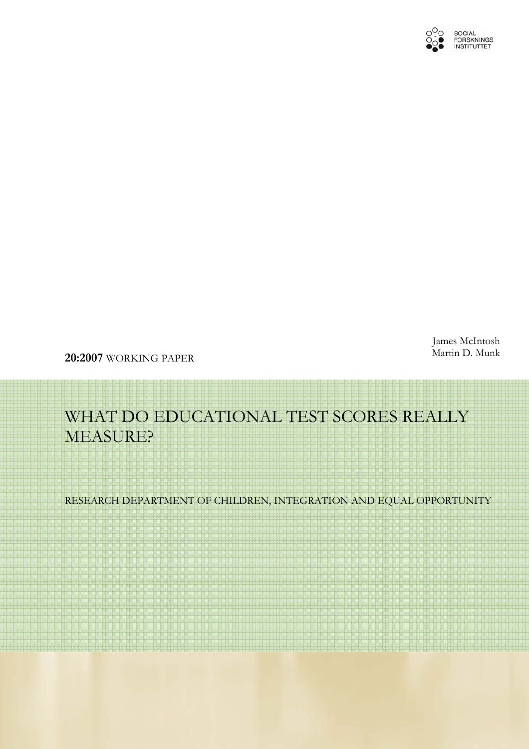SOCIAL FORSKNINGS INSTITUTTET

James McIntosh
Martin D. Munk

**20:2007** WORKING PAPER

# WHAT DO EDUCATIONAL TEST SCORES REALLY MEASURE?

RESEARCH DEPARTMENT OF CHILDREN, INTEGRATION AND EQUAL OPPORTUNITY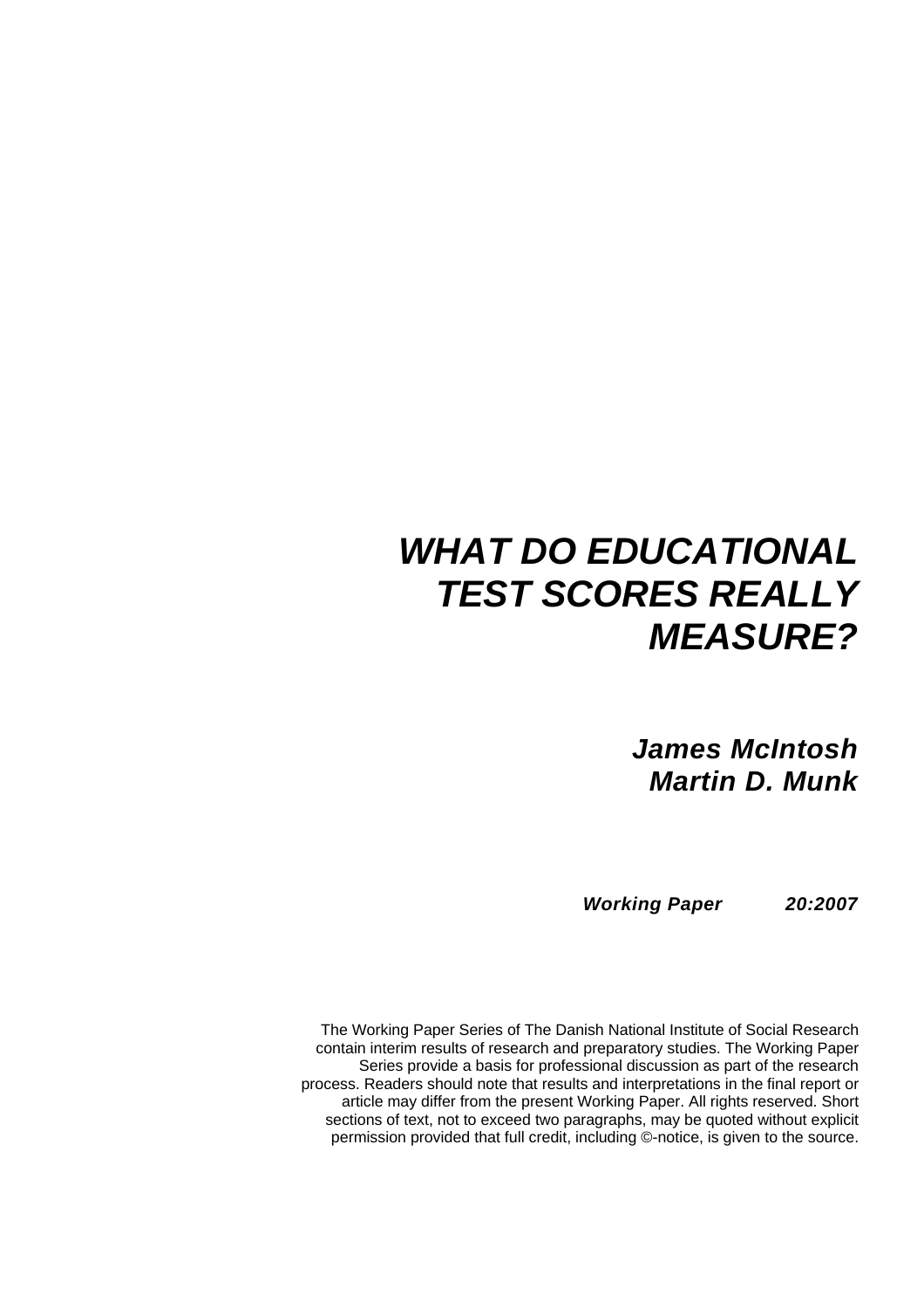# *WHAT DO EDUCATIONAL TEST SCORES REALLY MEASURE?*

***James McIntosh***
***Martin D. Munk***

***Working Paper 20:2007***

The Working Paper Series of The Danish National Institute of Social Research contain interim results of research and preparatory studies. The Working Paper Series provide a basis for professional discussion as part of the research process. Readers should note that results and interpretations in the final report or article may differ from the present Working Paper. All rights reserved. Short sections of text, not to exceed two paragraphs, may be quoted without explicit permission provided that full credit, including ©-notice, is given to the source.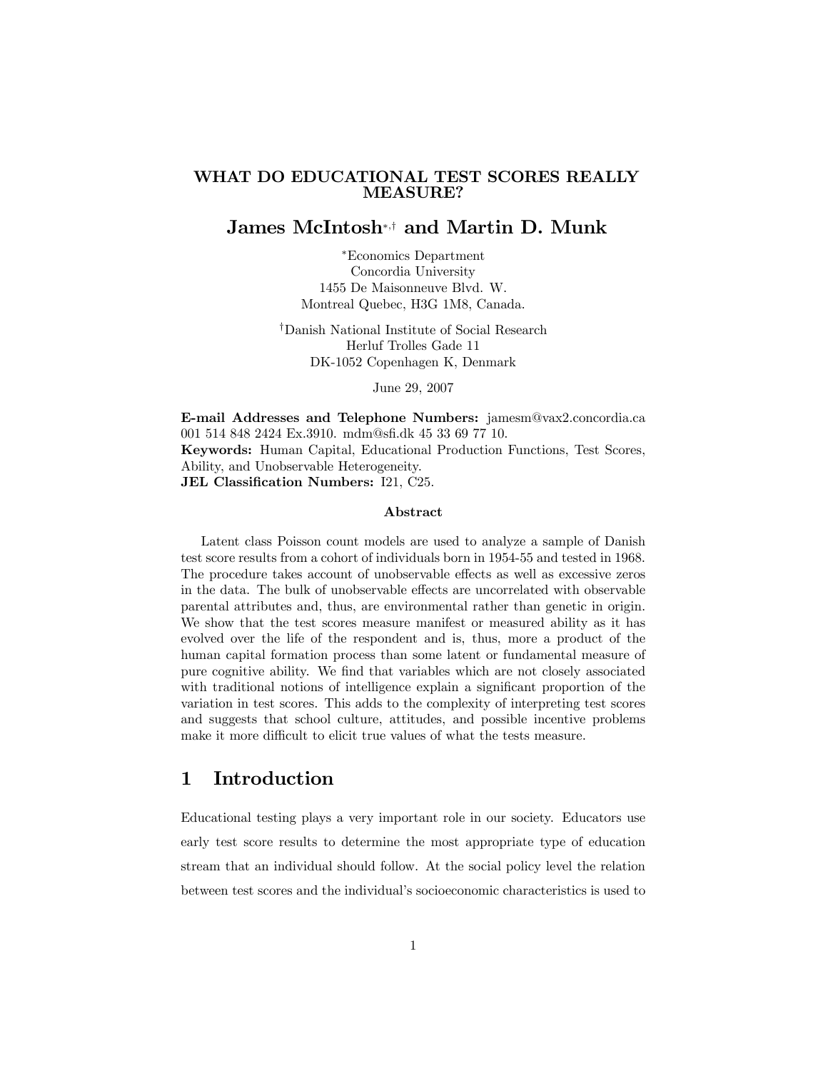# WHAT DO EDUCATIONAL TEST SCORES REALLY MEASURE?

## James McIntosh[*,†] and Martin D. Munk

[*]Economics Department
Concordia University
1455 De Maisonneuve Blvd. W.
Montreal Quebec, H3G 1M8, Canada.

[†]Danish National Institute of Social Research
Herluf Trolles Gade 11
DK-1052 Copenhagen K, Denmark

June 29, 2007

**E-mail Addresses and Telephone Numbers:** jamesm@vax2.concordia.ca 001 514 848 2424 Ex.3910. mdm@sfi.dk 45 33 69 77 10.
**Keywords:** Human Capital, Educational Production Functions, Test Scores, Ability, and Unobservable Heterogeneity.
**JEL Classification Numbers:** I21, C25.

### Abstract

Latent class Poisson count models are used to analyze a sample of Danish test score results from a cohort of individuals born in 1954-55 and tested in 1968. The procedure takes account of unobservable effects as well as excessive zeros in the data. The bulk of unobservable effects are uncorrelated with observable parental attributes and, thus, are environmental rather than genetic in origin. We show that the test scores measure manifest or measured ability as it has evolved over the life of the respondent and is, thus, more a product of the human capital formation process than some latent or fundamental measure of pure cognitive ability. We find that variables which are not closely associated with traditional notions of intelligence explain a significant proportion of the variation in test scores. This adds to the complexity of interpreting test scores and suggests that school culture, attitudes, and possible incentive problems make it more difficult to elicit true values of what the tests measure.

# 1 Introduction

Educational testing plays a very important role in our society. Educators use early test score results to determine the most appropriate type of education stream that an individual should follow. At the social policy level the relation between test scores and the individual's socioeconomic characteristics is used to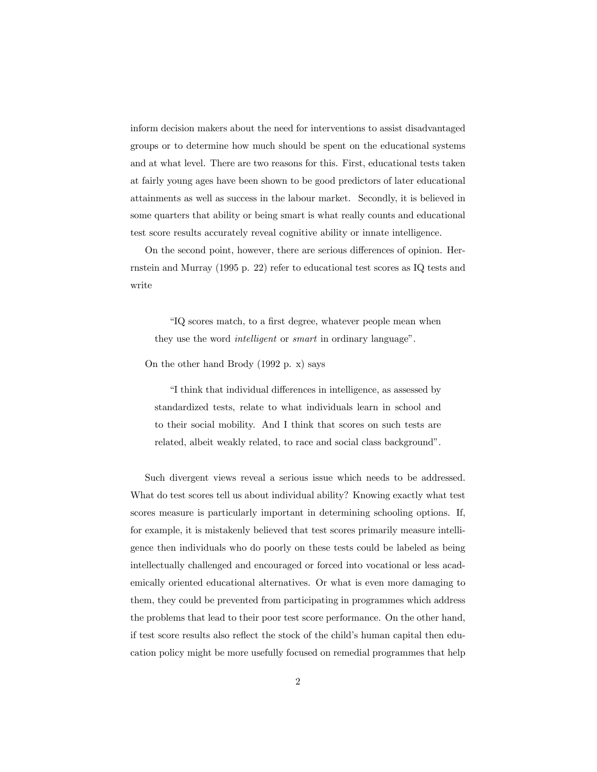inform decision makers about the need for interventions to assist disadvantaged groups or to determine how much should be spent on the educational systems and at what level. There are two reasons for this. First, educational tests taken at fairly young ages have been shown to be good predictors of later educational attainments as well as success in the labour market. Secondly, it is believed in some quarters that ability or being smart is what really counts and educational test score results accurately reveal cognitive ability or innate intelligence.

On the second point, however, there are serious differences of opinion. Herrnstein and Murray (1995 p. 22) refer to educational test scores as IQ tests and write

> "IQ scores match, to a first degree, whatever people mean when they use the word *intelligent* or *smart* in ordinary language".

On the other hand Brody (1992 p. x) says

> "I think that individual differences in intelligence, as assessed by standardized tests, relate to what individuals learn in school and to their social mobility. And I think that scores on such tests are related, albeit weakly related, to race and social class background".

Such divergent views reveal a serious issue which needs to be addressed. What do test scores tell us about individual ability? Knowing exactly what test scores measure is particularly important in determining schooling options. If, for example, it is mistakenly believed that test scores primarily measure intelligence then individuals who do poorly on these tests could be labeled as being intellectually challenged and encouraged or forced into vocational or less academically oriented educational alternatives. Or what is even more damaging to them, they could be prevented from participating in programmes which address the problems that lead to their poor test score performance. On the other hand, if test score results also reflect the stock of the child's human capital then education policy might be more usefully focused on remedial programmes that help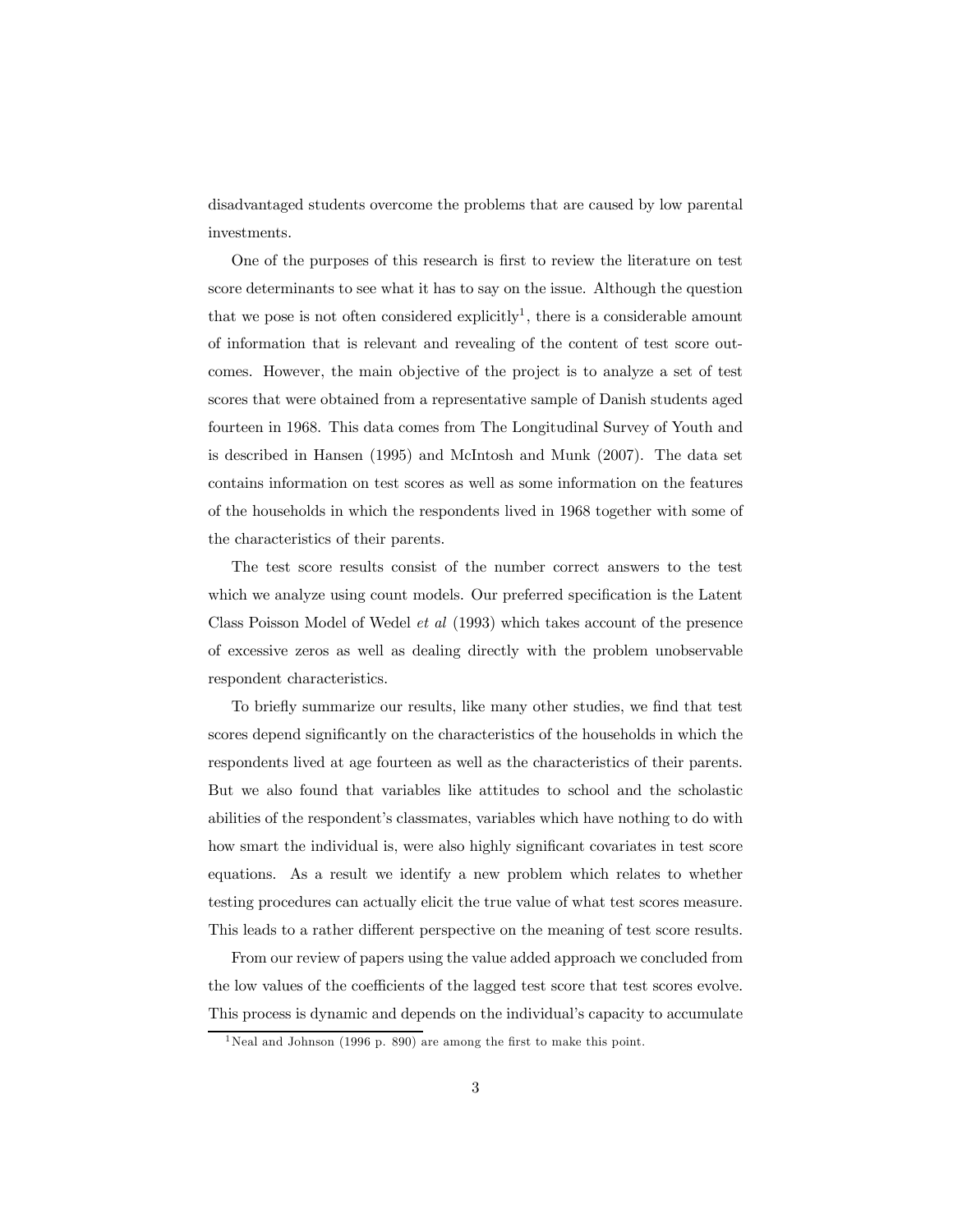disadvantaged students overcome the problems that are caused by low parental investments.

One of the purposes of this research is first to review the literature on test score determinants to see what it has to say on the issue. Although the question that we pose is not often considered explicitly[1], there is a considerable amount of information that is relevant and revealing of the content of test score outcomes. However, the main objective of the project is to analyze a set of test scores that were obtained from a representative sample of Danish students aged fourteen in 1968. This data comes from The Longitudinal Survey of Youth and is described in Hansen (1995) and McIntosh and Munk (2007). The data set contains information on test scores as well as some information on the features of the households in which the respondents lived in 1968 together with some of the characteristics of their parents.

The test score results consist of the number correct answers to the test which we analyze using count models. Our preferred specification is the Latent Class Poisson Model of Wedel *et al* (1993) which takes account of the presence of excessive zeros as well as dealing directly with the problem unobservable respondent characteristics.

To briefly summarize our results, like many other studies, we find that test scores depend significantly on the characteristics of the households in which the respondents lived at age fourteen as well as the characteristics of their parents. But we also found that variables like attitudes to school and the scholastic abilities of the respondent's classmates, variables which have nothing to do with how smart the individual is, were also highly significant covariates in test score equations. As a result we identify a new problem which relates to whether testing procedures can actually elicit the true value of what test scores measure. This leads to a rather different perspective on the meaning of test score results.

From our review of papers using the value added approach we concluded from the low values of the coefficients of the lagged test score that test scores evolve. This process is dynamic and depends on the individual's capacity to accumulate

[1] Neal and Johnson (1996 p. 890) are among the first to make this point.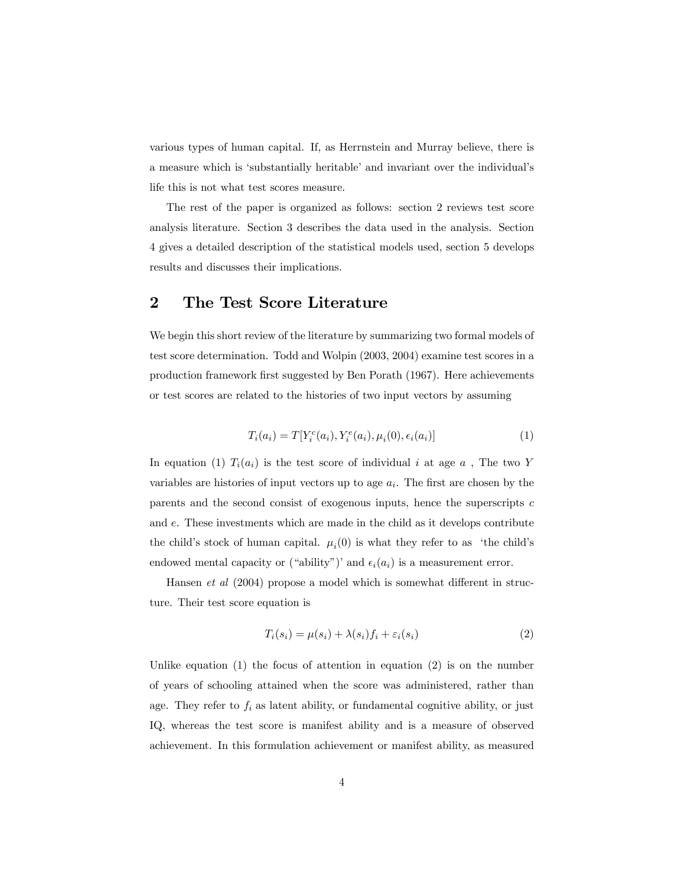various types of human capital. If, as Herrnstein and Murray believe, there is a measure which is 'substantially heritable' and invariant over the individual's life this is not what test scores measure.

The rest of the paper is organized as follows: section 2 reviews test score analysis literature. Section 3 describes the data used in the analysis. Section 4 gives a detailed description of the statistical models used, section 5 develops results and discusses their implications.

## 2 The Test Score Literature

We begin this short review of the literature by summarizing two formal models of test score determination. Todd and Wolpin (2003, 2004) examine test scores in a production framework first suggested by Ben Porath (1967). Here achievements or test scores are related to the histories of two input vectors by assuming

$$T_i(a_i) = T[Y_i^c(a_i), Y_i^e(a_i), \mu_i(0), \epsilon_i(a_i)] \tag{1}$$

In equation (1) $T_i(a_i)$ is the test score of individual $i$ at age $a$ , The two $Y$ variables are histories of input vectors up to age $a_i$. The first are chosen by the parents and the second consist of exogenous inputs, hence the superscripts $c$ and $e$. These investments which are made in the child as it develops contribute the child's stock of human capital. $\mu_i(0)$ is what they refer to as 'the child's endowed mental capacity or ("ability")' and $\epsilon_i(a_i)$ is a measurement error.

Hansen *et al* (2004) propose a model which is somewhat different in structure. Their test score equation is

$$T_i(s_i) = \mu(s_i) + \lambda(s_i)f_i + \varepsilon_i(s_i) \tag{2}$$

Unlike equation (1) the focus of attention in equation (2) is on the number of years of schooling attained when the score was administered, rather than age. They refer to $f_i$ as latent ability, or fundamental cognitive ability, or just IQ, whereas the test score is manifest ability and is a measure of observed achievement. In this formulation achievement or manifest ability, as measured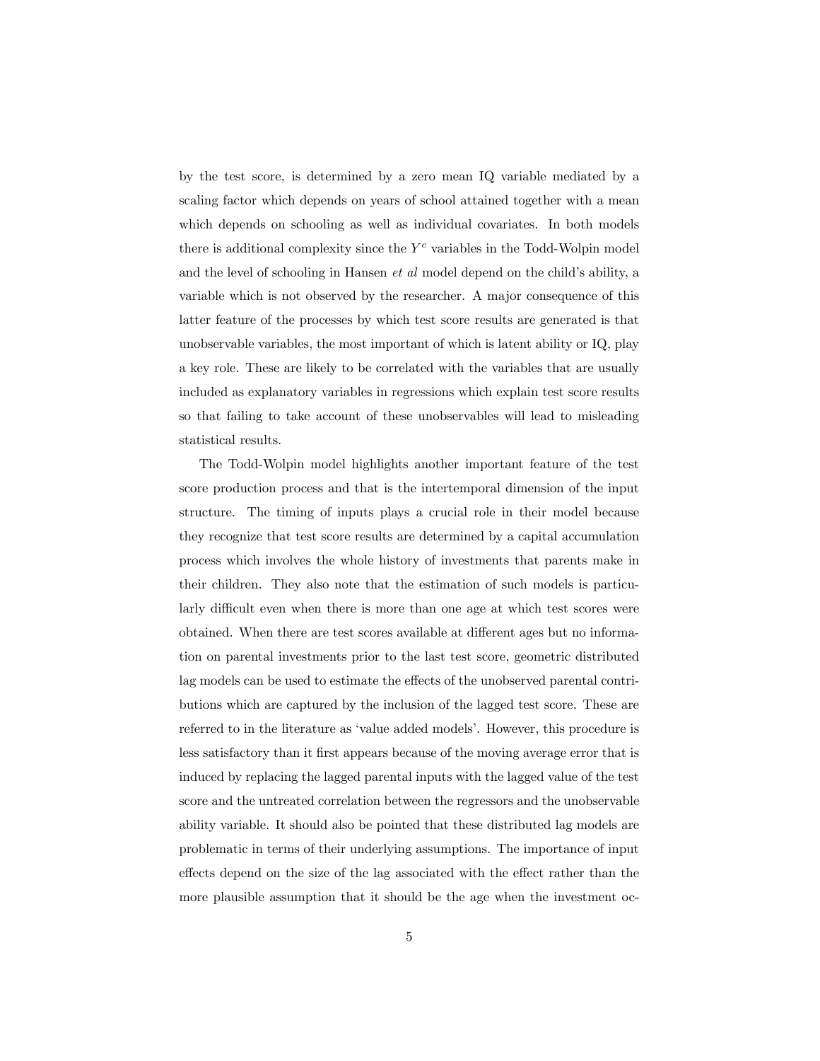by the test score, is determined by a zero mean IQ variable mediated by a scaling factor which depends on years of school attained together with a mean which depends on schooling as well as individual covariates. In both models there is additional complexity since the $Y^c$ variables in the Todd-Wolpin model and the level of schooling in Hansen *et al* model depend on the child's ability, a variable which is not observed by the researcher. A major consequence of this latter feature of the processes by which test score results are generated is that unobservable variables, the most important of which is latent ability or IQ, play a key role. These are likely to be correlated with the variables that are usually included as explanatory variables in regressions which explain test score results so that failing to take account of these unobservables will lead to misleading statistical results.

The Todd-Wolpin model highlights another important feature of the test score production process and that is the intertemporal dimension of the input structure. The timing of inputs plays a crucial role in their model because they recognize that test score results are determined by a capital accumulation process which involves the whole history of investments that parents make in their children. They also note that the estimation of such models is particularly difficult even when there is more than one age at which test scores were obtained. When there are test scores available at different ages but no information on parental investments prior to the last test score, geometric distributed lag models can be used to estimate the effects of the unobserved parental contributions which are captured by the inclusion of the lagged test score. These are referred to in the literature as 'value added models'. However, this procedure is less satisfactory than it first appears because of the moving average error that is induced by replacing the lagged parental inputs with the lagged value of the test score and the untreated correlation between the regressors and the unobservable ability variable. It should also be pointed that these distributed lag models are problematic in terms of their underlying assumptions. The importance of input effects depend on the size of the lag associated with the effect rather than the more plausible assumption that it should be the age when the investment oc-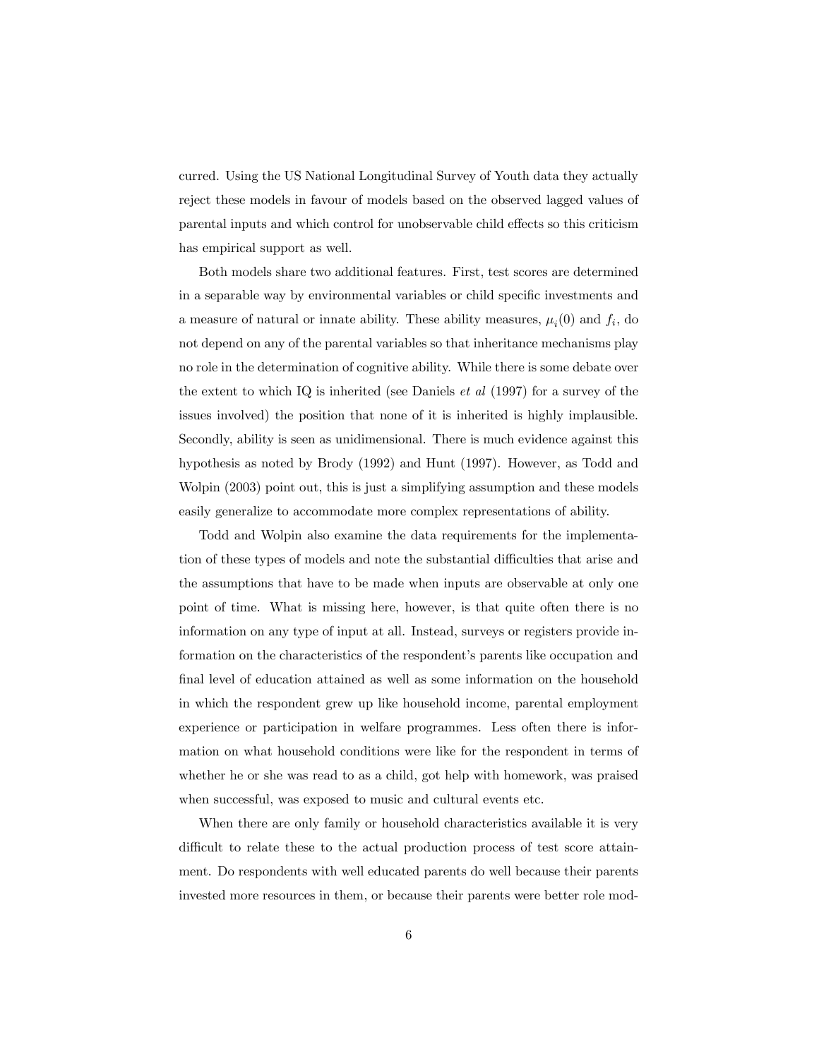curred. Using the US National Longitudinal Survey of Youth data they actually reject these models in favour of models based on the observed lagged values of parental inputs and which control for unobservable child effects so this criticism has empirical support as well.

Both models share two additional features. First, test scores are determined in a separable way by environmental variables or child specific investments and a measure of natural or innate ability. These ability measures, $\mu_i(0)$ and $f_i$, do not depend on any of the parental variables so that inheritance mechanisms play no role in the determination of cognitive ability. While there is some debate over the extent to which IQ is inherited (see Daniels *et al* (1997) for a survey of the issues involved) the position that none of it is inherited is highly implausible. Secondly, ability is seen as unidimensional. There is much evidence against this hypothesis as noted by Brody (1992) and Hunt (1997). However, as Todd and Wolpin (2003) point out, this is just a simplifying assumption and these models easily generalize to accommodate more complex representations of ability.

Todd and Wolpin also examine the data requirements for the implementation of these types of models and note the substantial difficulties that arise and the assumptions that have to be made when inputs are observable at only one point of time. What is missing here, however, is that quite often there is no information on any type of input at all. Instead, surveys or registers provide information on the characteristics of the respondent's parents like occupation and final level of education attained as well as some information on the household in which the respondent grew up like household income, parental employment experience or participation in welfare programmes. Less often there is information on what household conditions were like for the respondent in terms of whether he or she was read to as a child, got help with homework, was praised when successful, was exposed to music and cultural events etc.

When there are only family or household characteristics available it is very difficult to relate these to the actual production process of test score attainment. Do respondents with well educated parents do well because their parents invested more resources in them, or because their parents were better role mod-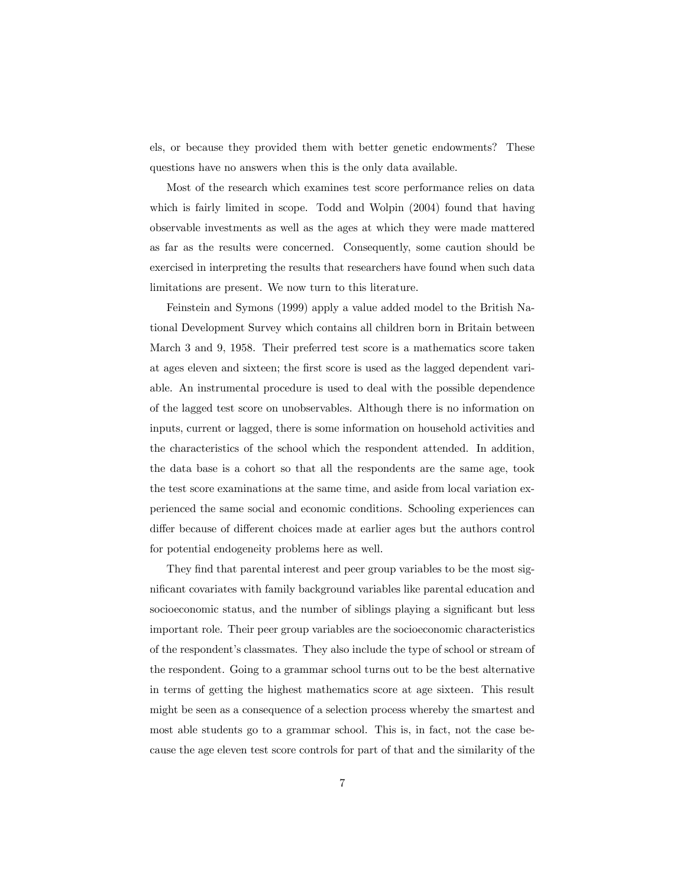els, or because they provided them with better genetic endowments? These questions have no answers when this is the only data available.

Most of the research which examines test score performance relies on data which is fairly limited in scope. Todd and Wolpin (2004) found that having observable investments as well as the ages at which they were made mattered as far as the results were concerned. Consequently, some caution should be exercised in interpreting the results that researchers have found when such data limitations are present. We now turn to this literature.

Feinstein and Symons (1999) apply a value added model to the British National Development Survey which contains all children born in Britain between March 3 and 9, 1958. Their preferred test score is a mathematics score taken at ages eleven and sixteen; the first score is used as the lagged dependent variable. An instrumental procedure is used to deal with the possible dependence of the lagged test score on unobservables. Although there is no information on inputs, current or lagged, there is some information on household activities and the characteristics of the school which the respondent attended. In addition, the data base is a cohort so that all the respondents are the same age, took the test score examinations at the same time, and aside from local variation experienced the same social and economic conditions. Schooling experiences can differ because of different choices made at earlier ages but the authors control for potential endogeneity problems here as well.

They find that parental interest and peer group variables to be the most significant covariates with family background variables like parental education and socioeconomic status, and the number of siblings playing a significant but less important role. Their peer group variables are the socioeconomic characteristics of the respondent's classmates. They also include the type of school or stream of the respondent. Going to a grammar school turns out to be the best alternative in terms of getting the highest mathematics score at age sixteen. This result might be seen as a consequence of a selection process whereby the smartest and most able students go to a grammar school. This is, in fact, not the case because the age eleven test score controls for part of that and the similarity of the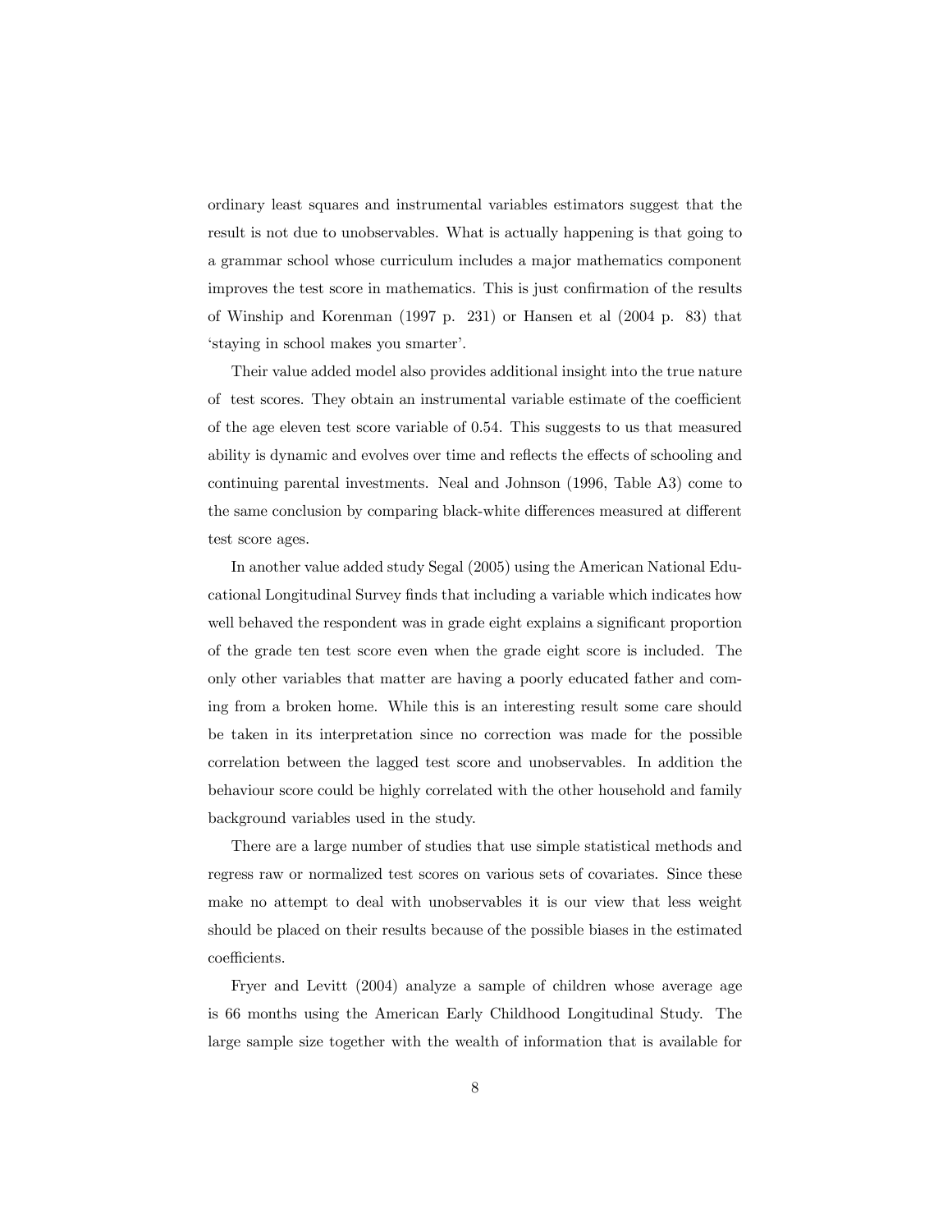ordinary least squares and instrumental variables estimators suggest that the result is not due to unobservables. What is actually happening is that going to a grammar school whose curriculum includes a major mathematics component improves the test score in mathematics. This is just confirmation of the results of Winship and Korenman (1997 p. 231) or Hansen et al (2004 p. 83) that 'staying in school makes you smarter'.

Their value added model also provides additional insight into the true nature of test scores. They obtain an instrumental variable estimate of the coefficient of the age eleven test score variable of 0.54. This suggests to us that measured ability is dynamic and evolves over time and reflects the effects of schooling and continuing parental investments. Neal and Johnson (1996, Table A3) come to the same conclusion by comparing black-white differences measured at different test score ages.

In another value added study Segal (2005) using the American National Educational Longitudinal Survey finds that including a variable which indicates how well behaved the respondent was in grade eight explains a significant proportion of the grade ten test score even when the grade eight score is included. The only other variables that matter are having a poorly educated father and coming from a broken home. While this is an interesting result some care should be taken in its interpretation since no correction was made for the possible correlation between the lagged test score and unobservables. In addition the behaviour score could be highly correlated with the other household and family background variables used in the study.

There are a large number of studies that use simple statistical methods and regress raw or normalized test scores on various sets of covariates. Since these make no attempt to deal with unobservables it is our view that less weight should be placed on their results because of the possible biases in the estimated coefficients.

Fryer and Levitt (2004) analyze a sample of children whose average age is 66 months using the American Early Childhood Longitudinal Study. The large sample size together with the wealth of information that is available for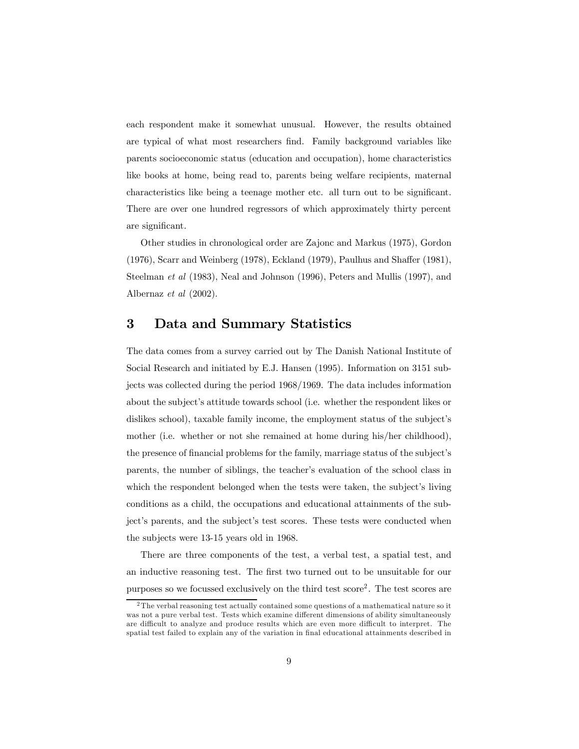each respondent make it somewhat unusual. However, the results obtained are typical of what most researchers find. Family background variables like parents socioeconomic status (education and occupation), home characteristics like books at home, being read to, parents being welfare recipients, maternal characteristics like being a teenage mother etc. all turn out to be significant. There are over one hundred regressors of which approximately thirty percent are significant.

Other studies in chronological order are Zajonc and Markus (1975), Gordon (1976), Scarr and Weinberg (1978), Eckland (1979), Paulhus and Shaffer (1981), Steelman *et al* (1983), Neal and Johnson (1996), Peters and Mullis (1997), and Albernaz *et al* (2002).

## 3 Data and Summary Statistics

The data comes from a survey carried out by The Danish National Institute of Social Research and initiated by E.J. Hansen (1995). Information on 3151 subjects was collected during the period 1968/1969. The data includes information about the subject's attitude towards school (i.e. whether the respondent likes or dislikes school), taxable family income, the employment status of the subject's mother (i.e. whether or not she remained at home during his/her childhood), the presence of financial problems for the family, marriage status of the subject's parents, the number of siblings, the teacher's evaluation of the school class in which the respondent belonged when the tests were taken, the subject's living conditions as a child, the occupations and educational attainments of the subject's parents, and the subject's test scores. These tests were conducted when the subjects were 13-15 years old in 1968.

There are three components of the test, a verbal test, a spatial test, and an inductive reasoning test. The first two turned out to be unsuitable for our purposes so we focussed exclusively on the third test score[2]. The test scores are

[2] The verbal reasoning test actually contained some questions of a mathematical nature so it was not a pure verbal test. Tests which examine different dimensions of ability simultaneously are difficult to analyze and produce results which are even more difficult to interpret. The spatial test failed to explain any of the variation in final educational attainments described in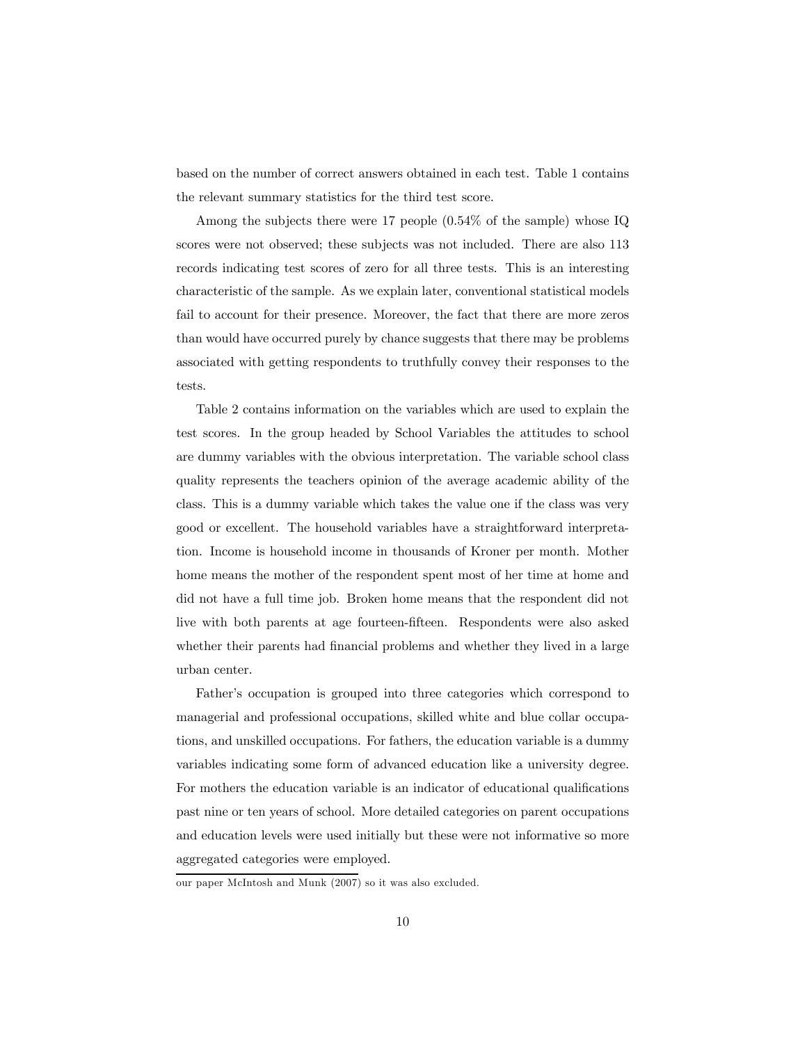based on the number of correct answers obtained in each test. Table 1 contains the relevant summary statistics for the third test score.

Among the subjects there were 17 people (0.54% of the sample) whose IQ scores were not observed; these subjects was not included. There are also 113 records indicating test scores of zero for all three tests. This is an interesting characteristic of the sample. As we explain later, conventional statistical models fail to account for their presence. Moreover, the fact that there are more zeros than would have occurred purely by chance suggests that there may be problems associated with getting respondents to truthfully convey their responses to the tests.

Table 2 contains information on the variables which are used to explain the test scores. In the group headed by School Variables the attitudes to school are dummy variables with the obvious interpretation. The variable school class quality represents the teachers opinion of the average academic ability of the class. This is a dummy variable which takes the value one if the class was very good or excellent. The household variables have a straightforward interpretation. Income is household income in thousands of Kroner per month. Mother home means the mother of the respondent spent most of her time at home and did not have a full time job. Broken home means that the respondent did not live with both parents at age fourteen-fifteen. Respondents were also asked whether their parents had financial problems and whether they lived in a large urban center.

Father's occupation is grouped into three categories which correspond to managerial and professional occupations, skilled white and blue collar occupations, and unskilled occupations. For fathers, the education variable is a dummy variables indicating some form of advanced education like a university degree. For mothers the education variable is an indicator of educational qualifications past nine or ten years of school. More detailed categories on parent occupations and education levels were used initially but these were not informative so more aggregated categories were employed.

---

our paper McIntosh and Munk (2007) so it was also excluded.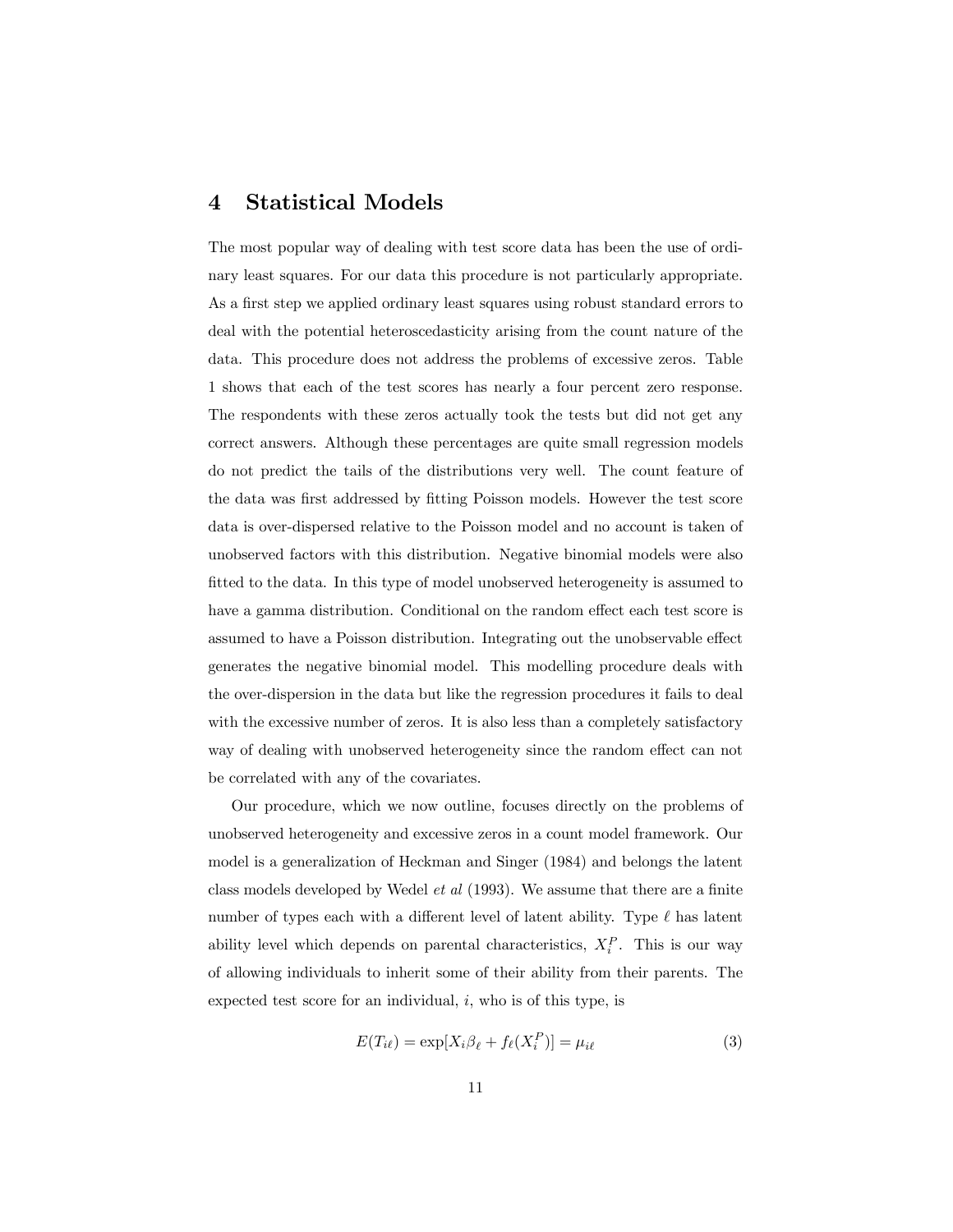# 4 Statistical Models

The most popular way of dealing with test score data has been the use of ordinary least squares. For our data this procedure is not particularly appropriate. As a first step we applied ordinary least squares using robust standard errors to deal with the potential heteroscedasticity arising from the count nature of the data. This procedure does not address the problems of excessive zeros. Table 1 shows that each of the test scores has nearly a four percent zero response. The respondents with these zeros actually took the tests but did not get any correct answers. Although these percentages are quite small regression models do not predict the tails of the distributions very well. The count feature of the data was first addressed by fitting Poisson models. However the test score data is over-dispersed relative to the Poisson model and no account is taken of unobserved factors with this distribution. Negative binomial models were also fitted to the data. In this type of model unobserved heterogeneity is assumed to have a gamma distribution. Conditional on the random effect each test score is assumed to have a Poisson distribution. Integrating out the unobservable effect generates the negative binomial model. This modelling procedure deals with the over-dispersion in the data but like the regression procedures it fails to deal with the excessive number of zeros. It is also less than a completely satisfactory way of dealing with unobserved heterogeneity since the random effect can not be correlated with any of the covariates.

Our procedure, which we now outline, focuses directly on the problems of unobserved heterogeneity and excessive zeros in a count model framework. Our model is a generalization of Heckman and Singer (1984) and belongs the latent class models developed by Wedel *et al* (1993). We assume that there are a finite number of types each with a different level of latent ability. Type $\ell$ has latent ability level which depends on parental characteristics, $X_i^P$. This is our way of allowing individuals to inherit some of their ability from their parents. The expected test score for an individual, $i$, who is of this type, is

$$E(T_{i\ell}) = \exp[X_i\beta_\ell + f_\ell(X_i^P)] = \mu_{i\ell} \tag{3}$$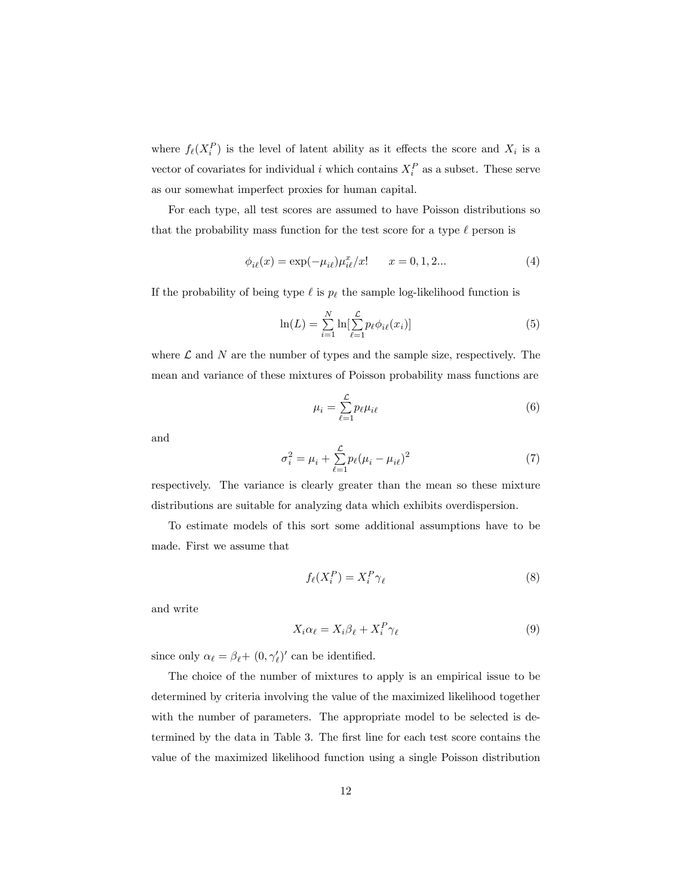where $f_\ell(X_i^P)$ is the level of latent ability as it effects the score and $X_i$ is a vector of covariates for individual $i$ which contains $X_i^P$ as a subset. These serve as our somewhat imperfect proxies for human capital.

For each type, all test scores are assumed to have Poisson distributions so that the probability mass function for the test score for a type $\ell$ person is

$$\phi_{i\ell}(x) = \exp(-\mu_{i\ell})\mu_{i\ell}^x/x! \qquad x = 0, 1, 2... \tag{4}$$

If the probability of being type $\ell$ is $p_\ell$ the sample log-likelihood function is

$$\ln(L) = \sum_{i=1}^{N} \ln[\sum_{\ell=1}^{\mathcal{L}} p_\ell \phi_{i\ell}(x_i)] \tag{5}$$

where $\mathcal{L}$ and $N$ are the number of types and the sample size, respectively. The mean and variance of these mixtures of Poisson probability mass functions are

$$\mu_i = \sum_{\ell=1}^{\mathcal{L}} p_\ell \mu_{i\ell} \tag{6}$$

and

$$\sigma_i^2 = \mu_i + \sum_{\ell=1}^{\mathcal{L}} p_\ell(\mu_i - \mu_{i\ell})^2 \tag{7}$$

respectively. The variance is clearly greater than the mean so these mixture distributions are suitable for analyzing data which exhibits overdispersion.

To estimate models of this sort some additional assumptions have to be made. First we assume that

$$f_\ell(X_i^P) = X_i^P \gamma_\ell \tag{8}$$

and write

$$X_i \alpha_\ell = X_i \beta_\ell + X_i^P \gamma_\ell \tag{9}$$

since only $\alpha_\ell = \beta_\ell + (0, \gamma_\ell')'$ can be identified.

The choice of the number of mixtures to apply is an empirical issue to be determined by criteria involving the value of the maximized likelihood together with the number of parameters. The appropriate model to be selected is determined by the data in Table 3. The first line for each test score contains the value of the maximized likelihood function using a single Poisson distribution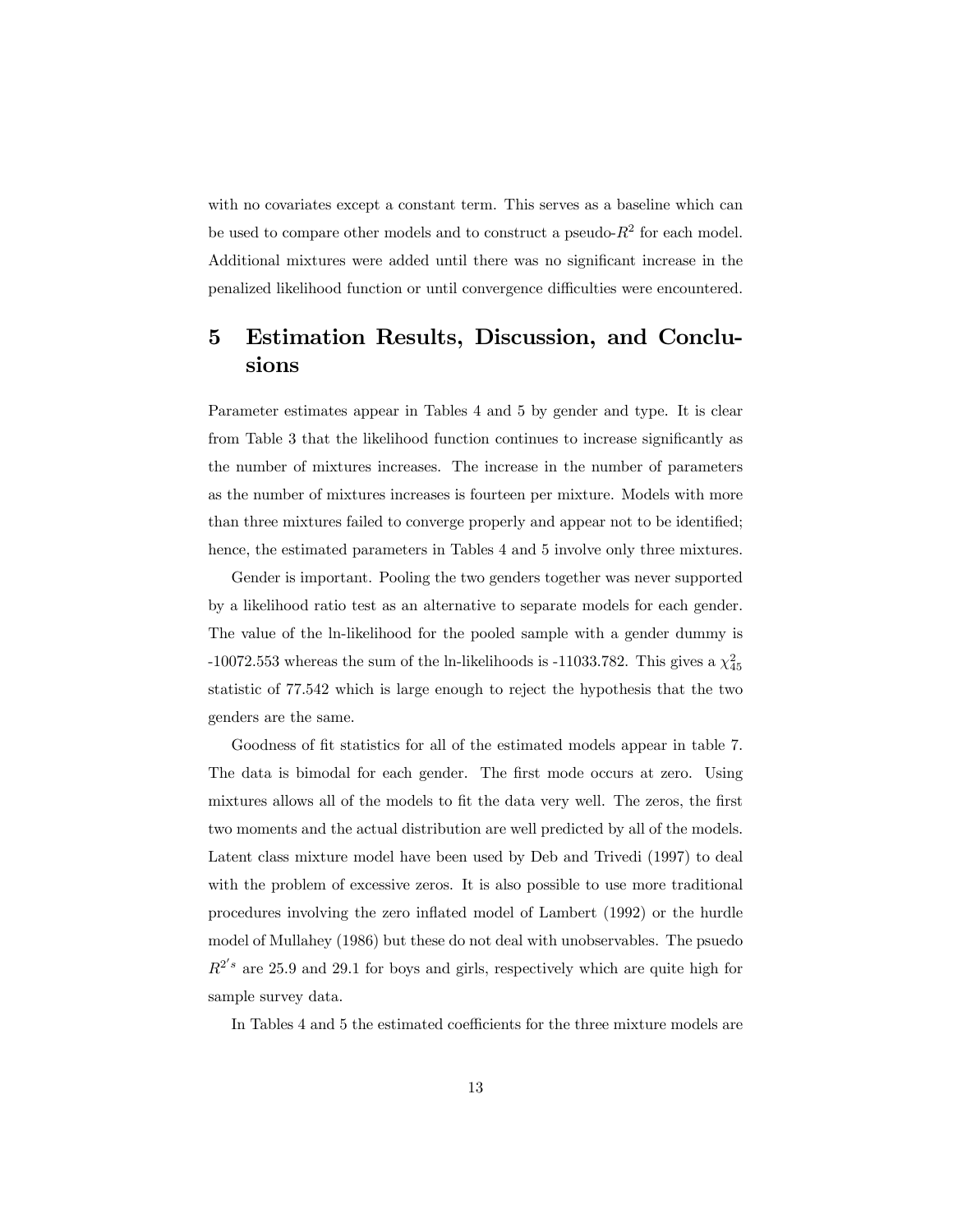with no covariates except a constant term. This serves as a baseline which can be used to compare other models and to construct a pseudo-$R^2$ for each model. Additional mixtures were added until there was no significant increase in the penalized likelihood function or until convergence difficulties were encountered.

# 5 Estimation Results, Discussion, and Conclusions

Parameter estimates appear in Tables 4 and 5 by gender and type. It is clear from Table 3 that the likelihood function continues to increase significantly as the number of mixtures increases. The increase in the number of parameters as the number of mixtures increases is fourteen per mixture. Models with more than three mixtures failed to converge properly and appear not to be identified; hence, the estimated parameters in Tables 4 and 5 involve only three mixtures.

Gender is important. Pooling the two genders together was never supported by a likelihood ratio test as an alternative to separate models for each gender. The value of the ln-likelihood for the pooled sample with a gender dummy is -10072.553 whereas the sum of the ln-likelihoods is -11033.782. This gives a $\chi^2_{45}$ statistic of 77.542 which is large enough to reject the hypothesis that the two genders are the same.

Goodness of fit statistics for all of the estimated models appear in table 7. The data is bimodal for each gender. The first mode occurs at zero. Using mixtures allows all of the models to fit the data very well. The zeros, the first two moments and the actual distribution are well predicted by all of the models. Latent class mixture model have been used by Deb and Trivedi (1997) to deal with the problem of excessive zeros. It is also possible to use more traditional procedures involving the zero inflated model of Lambert (1992) or the hurdle model of Mullahey (1986) but these do not deal with unobservables. The psuedo $R^{2's}$ are 25.9 and 29.1 for boys and girls, respectively which are quite high for sample survey data.

In Tables 4 and 5 the estimated coefficients for the three mixture models are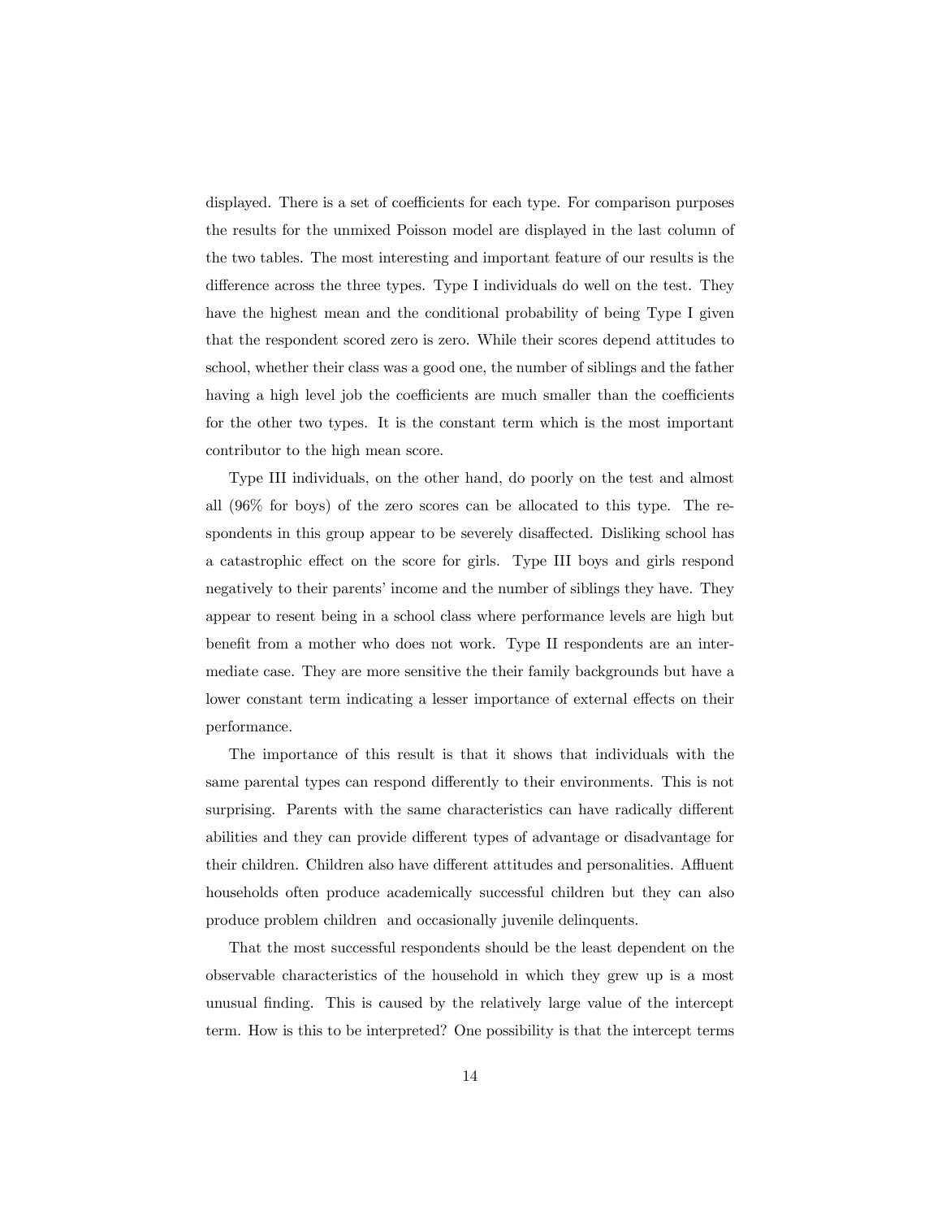displayed. There is a set of coefficients for each type. For comparison purposes the results for the unmixed Poisson model are displayed in the last column of the two tables. The most interesting and important feature of our results is the difference across the three types. Type I individuals do well on the test. They have the highest mean and the conditional probability of being Type I given that the respondent scored zero is zero. While their scores depend attitudes to school, whether their class was a good one, the number of siblings and the father having a high level job the coefficients are much smaller than the coefficients for the other two types. It is the constant term which is the most important contributor to the high mean score.

Type III individuals, on the other hand, do poorly on the test and almost all (96% for boys) of the zero scores can be allocated to this type. The respondents in this group appear to be severely disaffected. Disliking school has a catastrophic effect on the score for girls. Type III boys and girls respond negatively to their parents' income and the number of siblings they have. They appear to resent being in a school class where performance levels are high but benefit from a mother who does not work. Type II respondents are an intermediate case. They are more sensitive the their family backgrounds but have a lower constant term indicating a lesser importance of external effects on their performance.

The importance of this result is that it shows that individuals with the same parental types can respond differently to their environments. This is not surprising. Parents with the same characteristics can have radically different abilities and they can provide different types of advantage or disadvantage for their children. Children also have different attitudes and personalities. Affluent households often produce academically successful children but they can also produce problem children and occasionally juvenile delinquents.

That the most successful respondents should be the least dependent on the observable characteristics of the household in which they grew up is a most unusual finding. This is caused by the relatively large value of the intercept term. How is this to be interpreted? One possibility is that the intercept terms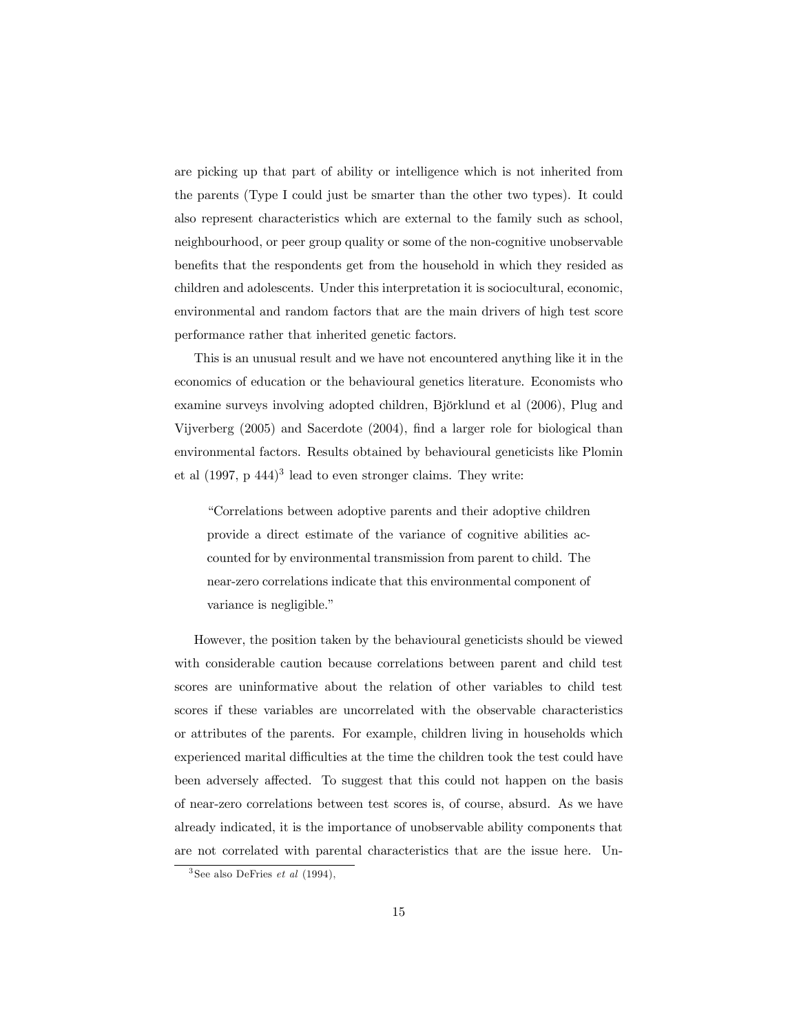are picking up that part of ability or intelligence which is not inherited from the parents (Type I could just be smarter than the other two types). It could also represent characteristics which are external to the family such as school, neighbourhood, or peer group quality or some of the non-cognitive unobservable benefits that the respondents get from the household in which they resided as children and adolescents. Under this interpretation it is sociocultural, economic, environmental and random factors that are the main drivers of high test score performance rather that inherited genetic factors.

This is an unusual result and we have not encountered anything like it in the economics of education or the behavioural genetics literature. Economists who examine surveys involving adopted children, Björklund et al (2006), Plug and Vijverberg (2005) and Sacerdote (2004), find a larger role for biological than environmental factors. Results obtained by behavioural geneticists like Plomin et al (1997, p 444)[3] lead to even stronger claims. They write:

> "Correlations between adoptive parents and their adoptive children provide a direct estimate of the variance of cognitive abilities accounted for by environmental transmission from parent to child. The near-zero correlations indicate that this environmental component of variance is negligible."

However, the position taken by the behavioural geneticists should be viewed with considerable caution because correlations between parent and child test scores are uninformative about the relation of other variables to child test scores if these variables are uncorrelated with the observable characteristics or attributes of the parents. For example, children living in households which experienced marital difficulties at the time the children took the test could have been adversely affected. To suggest that this could not happen on the basis of near-zero correlations between test scores is, of course, absurd. As we have already indicated, it is the importance of unobservable ability components that are not correlated with parental characteristics that are the issue here. Un-

[3] See also DeFries *et al* (1994),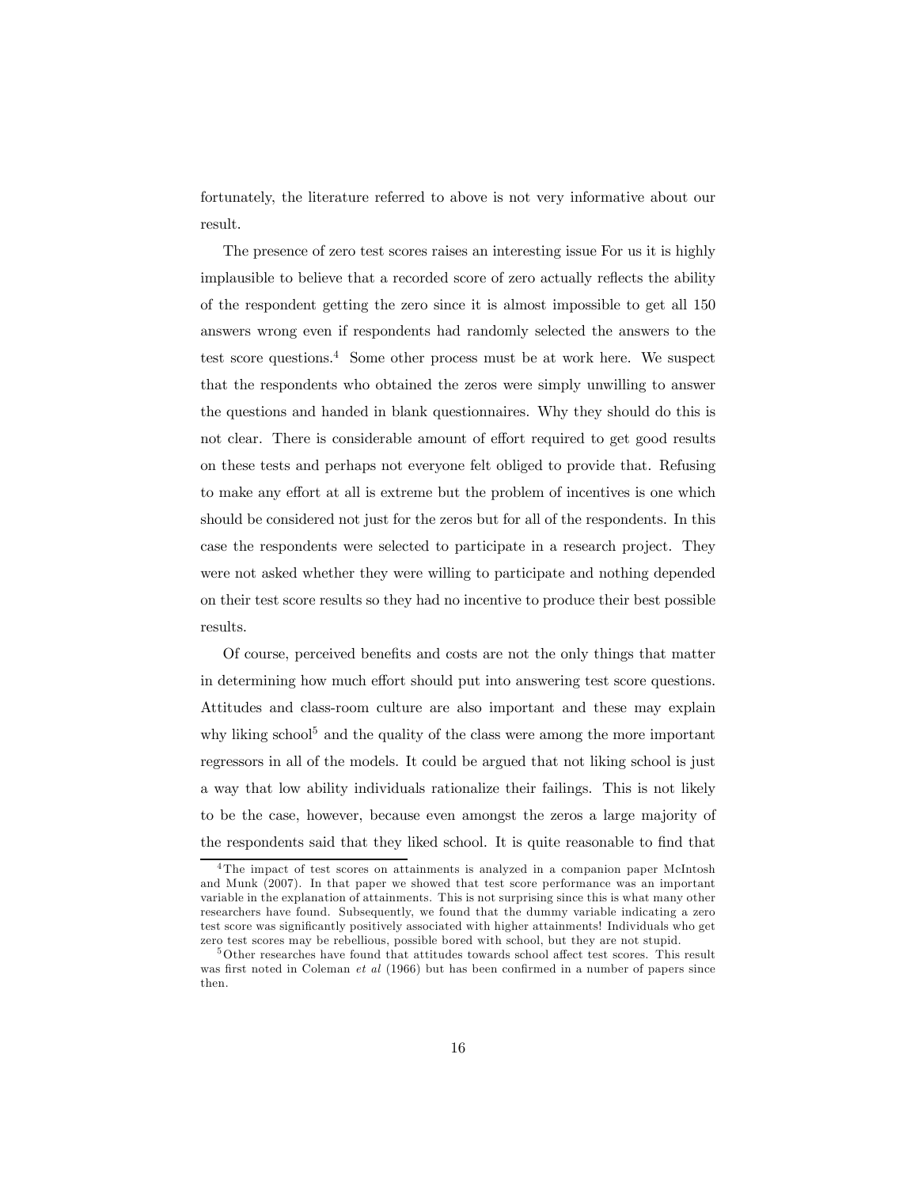fortunately, the literature referred to above is not very informative about our result.

The presence of zero test scores raises an interesting issue For us it is highly implausible to believe that a recorded score of zero actually reflects the ability of the respondent getting the zero since it is almost impossible to get all 150 answers wrong even if respondents had randomly selected the answers to the test score questions.[4] Some other process must be at work here. We suspect that the respondents who obtained the zeros were simply unwilling to answer the questions and handed in blank questionnaires. Why they should do this is not clear. There is considerable amount of effort required to get good results on these tests and perhaps not everyone felt obliged to provide that. Refusing to make any effort at all is extreme but the problem of incentives is one which should be considered not just for the zeros but for all of the respondents. In this case the respondents were selected to participate in a research project. They were not asked whether they were willing to participate and nothing depended on their test score results so they had no incentive to produce their best possible results.

Of course, perceived benefits and costs are not the only things that matter in determining how much effort should put into answering test score questions. Attitudes and class-room culture are also important and these may explain why liking school[5] and the quality of the class were among the more important regressors in all of the models. It could be argued that not liking school is just a way that low ability individuals rationalize their failings. This is not likely to be the case, however, because even amongst the zeros a large majority of the respondents said that they liked school. It is quite reasonable to find that

[4]The impact of test scores on attainments is analyzed in a companion paper McIntosh and Munk (2007). In that paper we showed that test score performance was an important variable in the explanation of attainments. This is not surprising since this is what many other researchers have found. Subsequently, we found that the dummy variable indicating a zero test score was significantly positively associated with higher attainments! Individuals who get zero test scores may be rebellious, possible bored with school, but they are not stupid.

[5]Other researches have found that attitudes towards school affect test scores. This result was first noted in Coleman *et al* (1966) but has been confirmed in a number of papers since then.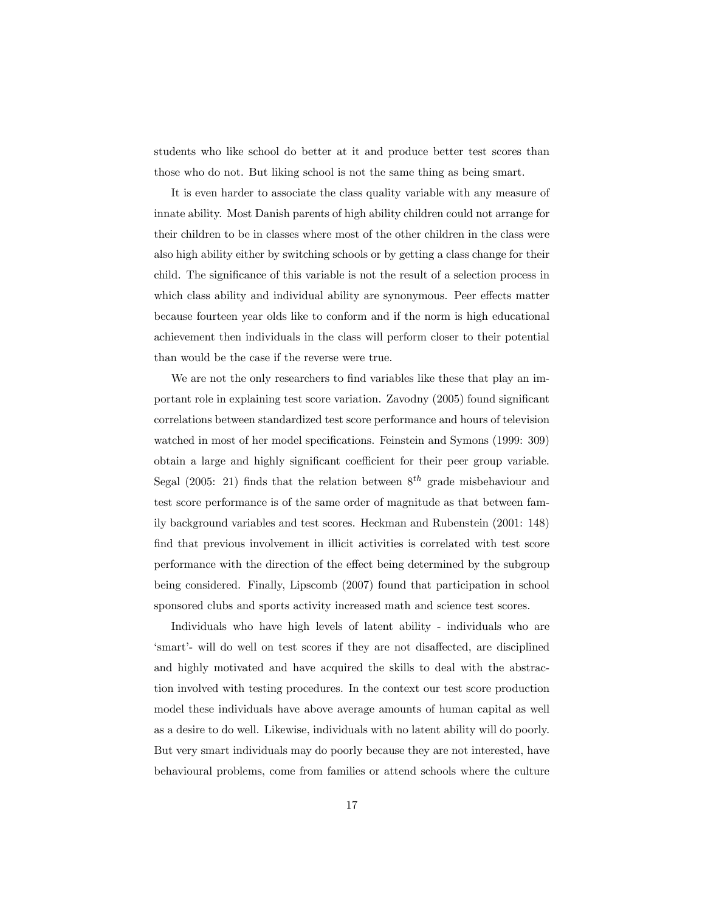students who like school do better at it and produce better test scores than those who do not. But liking school is not the same thing as being smart.

It is even harder to associate the class quality variable with any measure of innate ability. Most Danish parents of high ability children could not arrange for their children to be in classes where most of the other children in the class were also high ability either by switching schools or by getting a class change for their child. The significance of this variable is not the result of a selection process in which class ability and individual ability are synonymous. Peer effects matter because fourteen year olds like to conform and if the norm is high educational achievement then individuals in the class will perform closer to their potential than would be the case if the reverse were true.

We are not the only researchers to find variables like these that play an important role in explaining test score variation. Zavodny (2005) found significant correlations between standardized test score performance and hours of television watched in most of her model specifications. Feinstein and Symons (1999: 309) obtain a large and highly significant coefficient for their peer group variable. Segal (2005: 21) finds that the relation between $8^{th}$ grade misbehaviour and test score performance is of the same order of magnitude as that between family background variables and test scores. Heckman and Rubenstein (2001: 148) find that previous involvement in illicit activities is correlated with test score performance with the direction of the effect being determined by the subgroup being considered. Finally, Lipscomb (2007) found that participation in school sponsored clubs and sports activity increased math and science test scores.

Individuals who have high levels of latent ability - individuals who are 'smart'- will do well on test scores if they are not disaffected, are disciplined and highly motivated and have acquired the skills to deal with the abstraction involved with testing procedures. In the context our test score production model these individuals have above average amounts of human capital as well as a desire to do well. Likewise, individuals with no latent ability will do poorly. But very smart individuals may do poorly because they are not interested, have behavioural problems, come from families or attend schools where the culture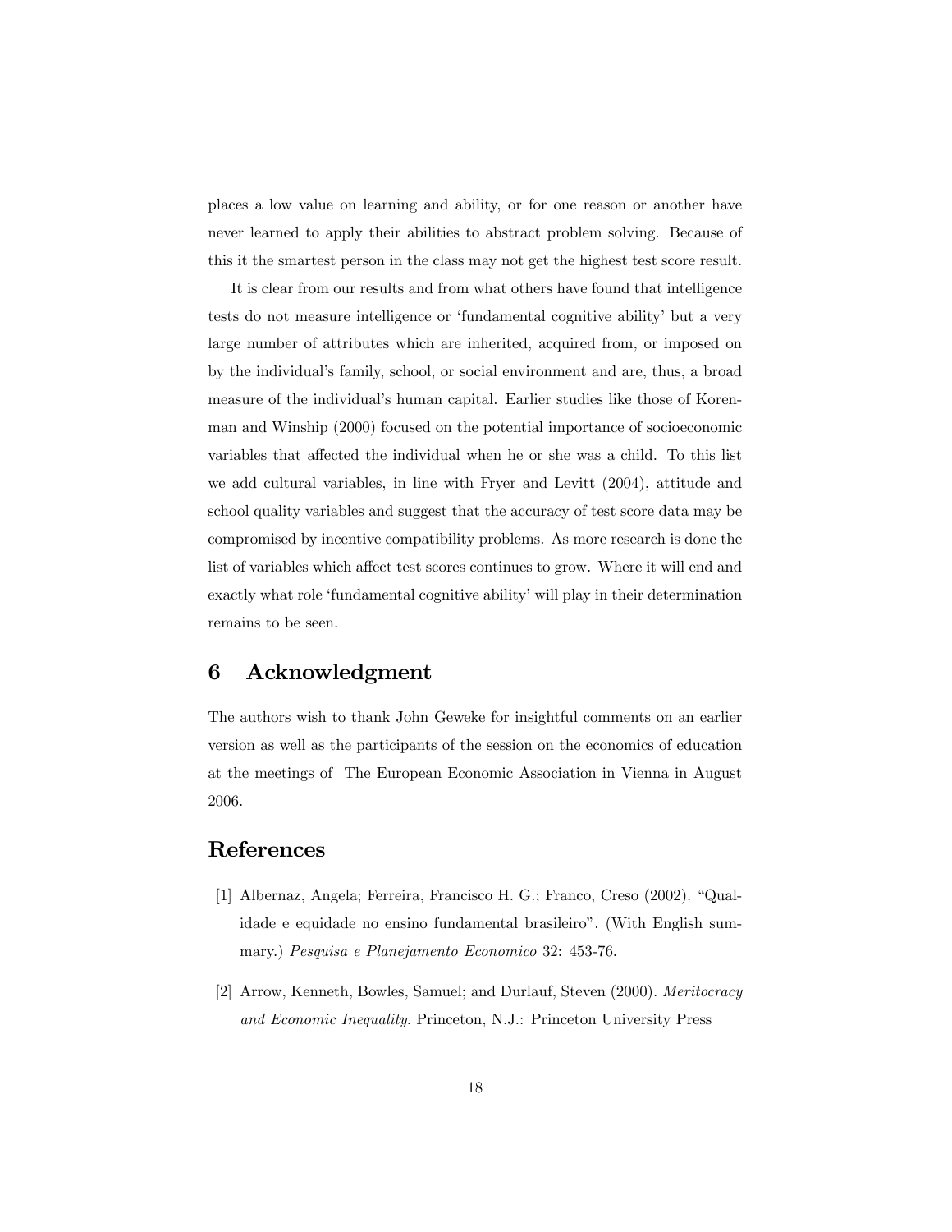places a low value on learning and ability, or for one reason or another have never learned to apply their abilities to abstract problem solving. Because of this it the smartest person in the class may not get the highest test score result.

It is clear from our results and from what others have found that intelligence tests do not measure intelligence or 'fundamental cognitive ability' but a very large number of attributes which are inherited, acquired from, or imposed on by the individual's family, school, or social environment and are, thus, a broad measure of the individual's human capital. Earlier studies like those of Korenman and Winship (2000) focused on the potential importance of socioeconomic variables that affected the individual when he or she was a child. To this list we add cultural variables, in line with Fryer and Levitt (2004), attitude and school quality variables and suggest that the accuracy of test score data may be compromised by incentive compatibility problems. As more research is done the list of variables which affect test scores continues to grow. Where it will end and exactly what role 'fundamental cognitive ability' will play in their determination remains to be seen.

## 6 Acknowledgment

The authors wish to thank John Geweke for insightful comments on an earlier version as well as the participants of the session on the economics of education at the meetings of The European Economic Association in Vienna in August 2006.

## References

[1] Albernaz, Angela; Ferreira, Francisco H. G.; Franco, Creso (2002). "Qualidade e equidade no ensino fundamental brasileiro". (With English summary.) *Pesquisa e Planejamento Economico* 32: 453-76.

[2] Arrow, Kenneth, Bowles, Samuel; and Durlauf, Steven (2000). *Meritocracy and Economic Inequality*. Princeton, N.J.: Princeton University Press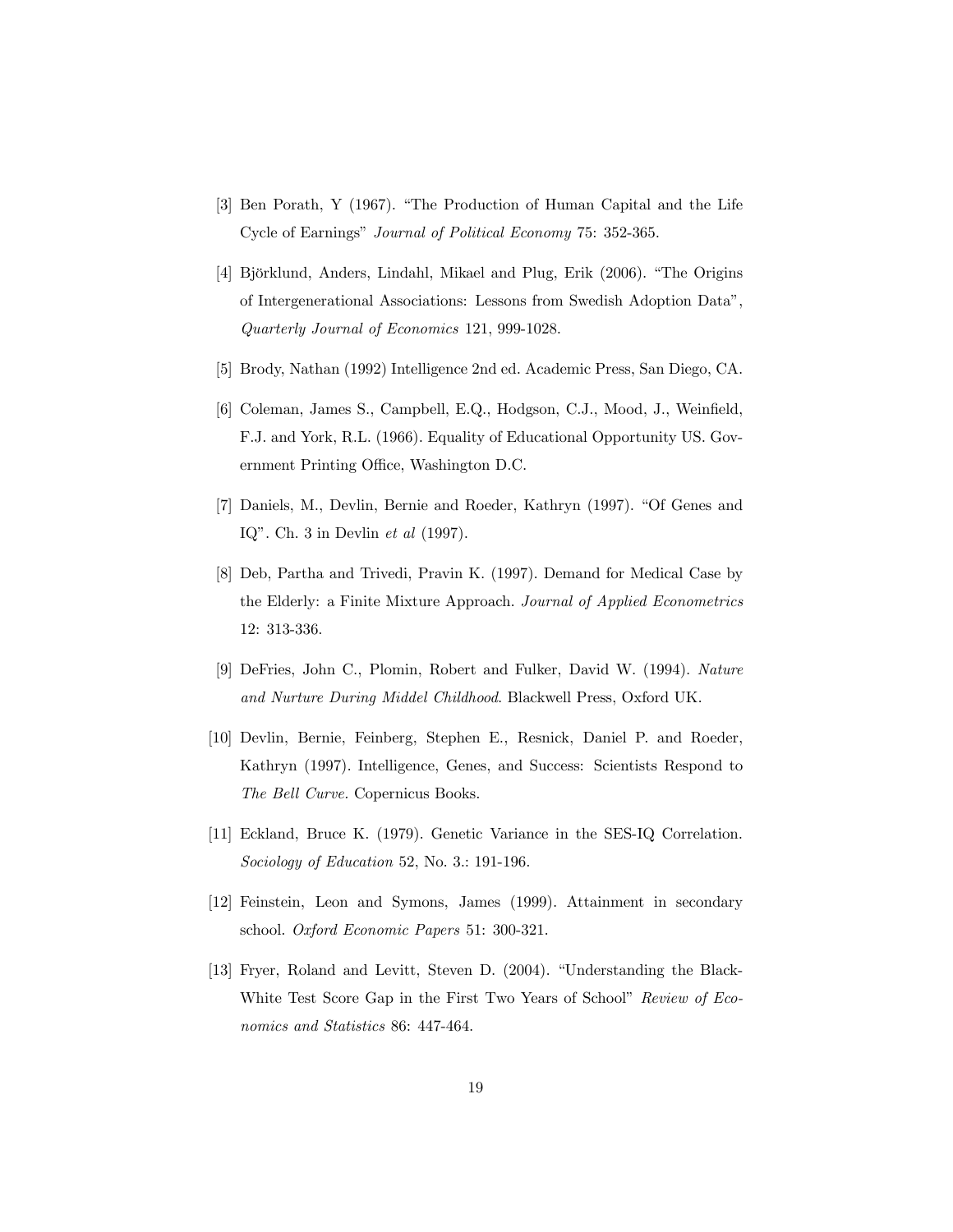[3] Ben Porath, Y (1967). "The Production of Human Capital and the Life Cycle of Earnings" *Journal of Political Economy* 75: 352-365.

[4] Björklund, Anders, Lindahl, Mikael and Plug, Erik (2006). "The Origins of Intergenerational Associations: Lessons from Swedish Adoption Data", *Quarterly Journal of Economics* 121, 999-1028.

[5] Brody, Nathan (1992) Intelligence 2nd ed. Academic Press, San Diego, CA.

[6] Coleman, James S., Campbell, E.Q., Hodgson, C.J., Mood, J., Weinfield, F.J. and York, R.L. (1966). Equality of Educational Opportunity US. Government Printing Office, Washington D.C.

[7] Daniels, M., Devlin, Bernie and Roeder, Kathryn (1997). "Of Genes and IQ". Ch. 3 in Devlin *et al* (1997).

[8] Deb, Partha and Trivedi, Pravin K. (1997). Demand for Medical Case by the Elderly: a Finite Mixture Approach. *Journal of Applied Econometrics* 12: 313-336.

[9] DeFries, John C., Plomin, Robert and Fulker, David W. (1994). *Nature and Nurture During Middel Childhood*. Blackwell Press, Oxford UK.

[10] Devlin, Bernie, Feinberg, Stephen E., Resnick, Daniel P. and Roeder, Kathryn (1997). Intelligence, Genes, and Success: Scientists Respond to *The Bell Curve.* Copernicus Books.

[11] Eckland, Bruce K. (1979). Genetic Variance in the SES-IQ Correlation. *Sociology of Education* 52, No. 3.: 191-196.

[12] Feinstein, Leon and Symons, James (1999). Attainment in secondary school. *Oxford Economic Papers* 51: 300-321.

[13] Fryer, Roland and Levitt, Steven D. (2004). "Understanding the Black-White Test Score Gap in the First Two Years of School" *Review of Economics and Statistics* 86: 447-464.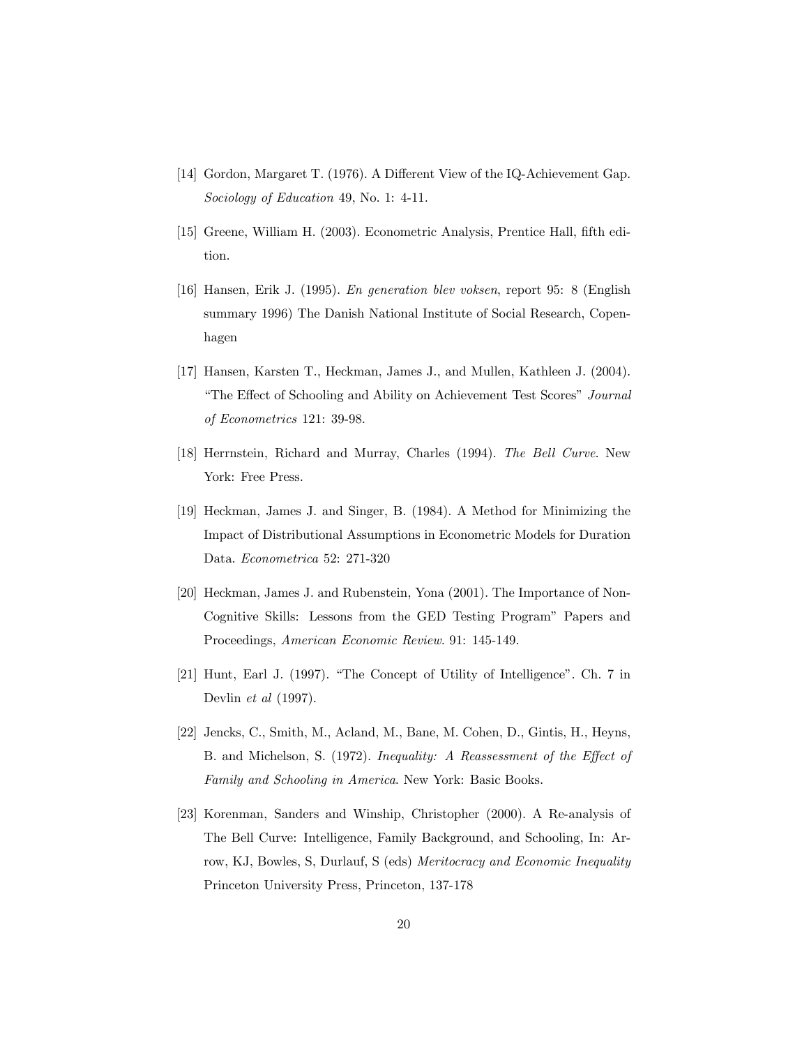[14] Gordon, Margaret T. (1976). A Different View of the IQ-Achievement Gap. *Sociology of Education* 49, No. 1: 4-11.

[15] Greene, William H. (2003). Econometric Analysis, Prentice Hall, fifth edition.

[16] Hansen, Erik J. (1995). *En generation blev voksen*, report 95: 8 (English summary 1996) The Danish National Institute of Social Research, Copenhagen

[17] Hansen, Karsten T., Heckman, James J., and Mullen, Kathleen J. (2004). "The Effect of Schooling and Ability on Achievement Test Scores" *Journal of Econometrics* 121: 39-98.

[18] Herrnstein, Richard and Murray, Charles (1994). *The Bell Curve*. New York: Free Press.

[19] Heckman, James J. and Singer, B. (1984). A Method for Minimizing the Impact of Distributional Assumptions in Econometric Models for Duration Data. *Econometrica* 52: 271-320

[20] Heckman, James J. and Rubenstein, Yona (2001). The Importance of Non-Cognitive Skills: Lessons from the GED Testing Program" Papers and Proceedings, *American Economic Review*. 91: 145-149.

[21] Hunt, Earl J. (1997). "The Concept of Utility of Intelligence". Ch. 7 in Devlin *et al* (1997).

[22] Jencks, C., Smith, M., Acland, M., Bane, M. Cohen, D., Gintis, H., Heyns, B. and Michelson, S. (1972). *Inequality: A Reassessment of the Effect of Family and Schooling in America*. New York: Basic Books.

[23] Korenman, Sanders and Winship, Christopher (2000). A Re-analysis of The Bell Curve: Intelligence, Family Background, and Schooling, In: Arrow, KJ, Bowles, S, Durlauf, S (eds) *Meritocracy and Economic Inequality* Princeton University Press, Princeton, 137-178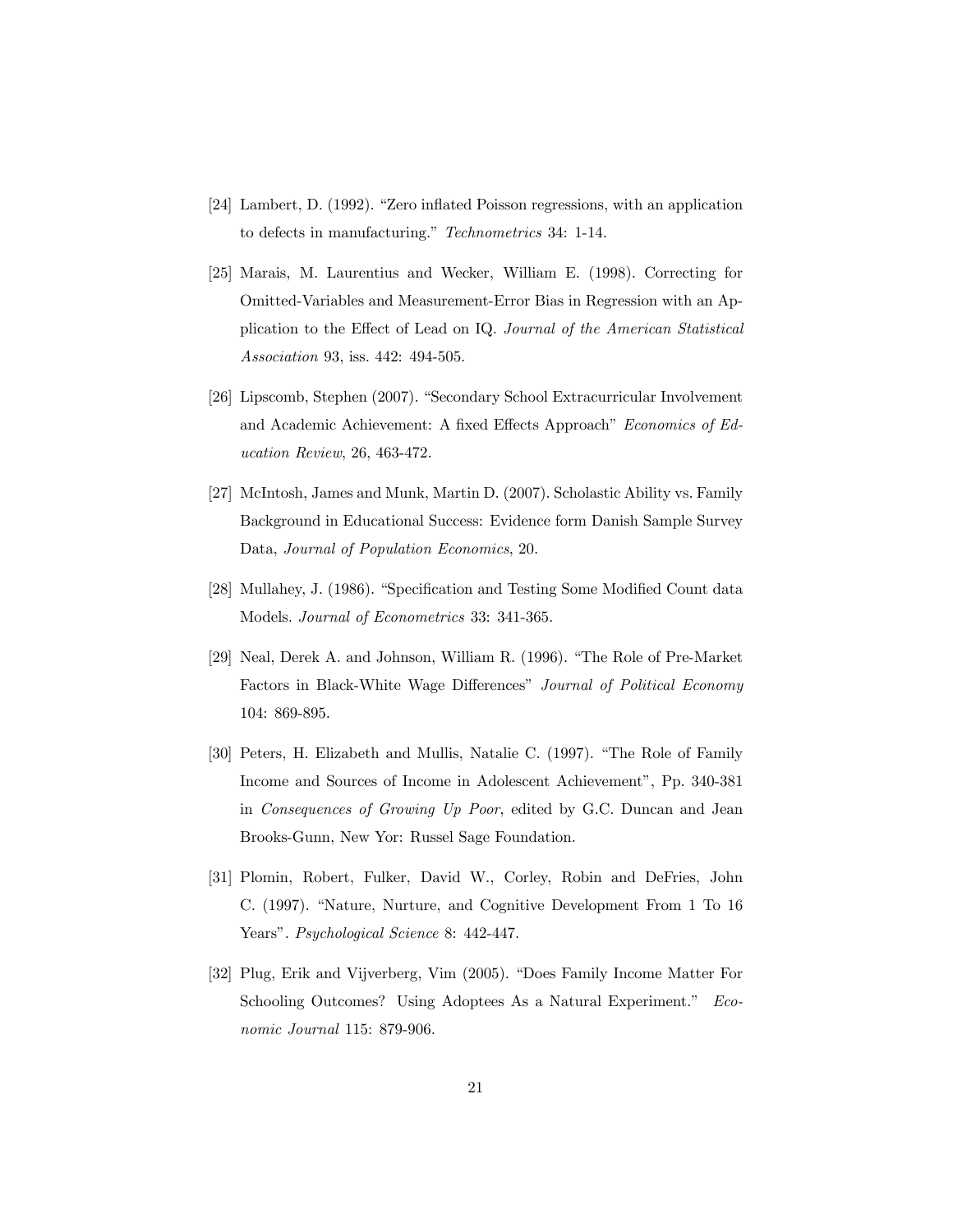[24] Lambert, D. (1992). "Zero inflated Poisson regressions, with an application to defects in manufacturing." *Technometrics* 34: 1-14.

[25] Marais, M. Laurentius and Wecker, William E. (1998). Correcting for Omitted-Variables and Measurement-Error Bias in Regression with an Application to the Effect of Lead on IQ. *Journal of the American Statistical Association* 93, iss. 442: 494-505.

[26] Lipscomb, Stephen (2007). "Secondary School Extracurricular Involvement and Academic Achievement: A fixed Effects Approach" *Economics of Education Review*, 26, 463-472.

[27] McIntosh, James and Munk, Martin D. (2007). Scholastic Ability vs. Family Background in Educational Success: Evidence form Danish Sample Survey Data, *Journal of Population Economics*, 20.

[28] Mullahey, J. (1986). "Specification and Testing Some Modified Count data Models. *Journal of Econometrics* 33: 341-365.

[29] Neal, Derek A. and Johnson, William R. (1996). "The Role of Pre-Market Factors in Black-White Wage Differences" *Journal of Political Economy* 104: 869-895.

[30] Peters, H. Elizabeth and Mullis, Natalie C. (1997). "The Role of Family Income and Sources of Income in Adolescent Achievement", Pp. 340-381 in *Consequences of Growing Up Poor*, edited by G.C. Duncan and Jean Brooks-Gunn, New Yor: Russel Sage Foundation.

[31] Plomin, Robert, Fulker, David W., Corley, Robin and DeFries, John C. (1997). "Nature, Nurture, and Cognitive Development From 1 To 16 Years". *Psychological Science* 8: 442-447.

[32] Plug, Erik and Vijverberg, Vim (2005). "Does Family Income Matter For Schooling Outcomes? Using Adoptees As a Natural Experiment." *Economic Journal* 115: 879-906.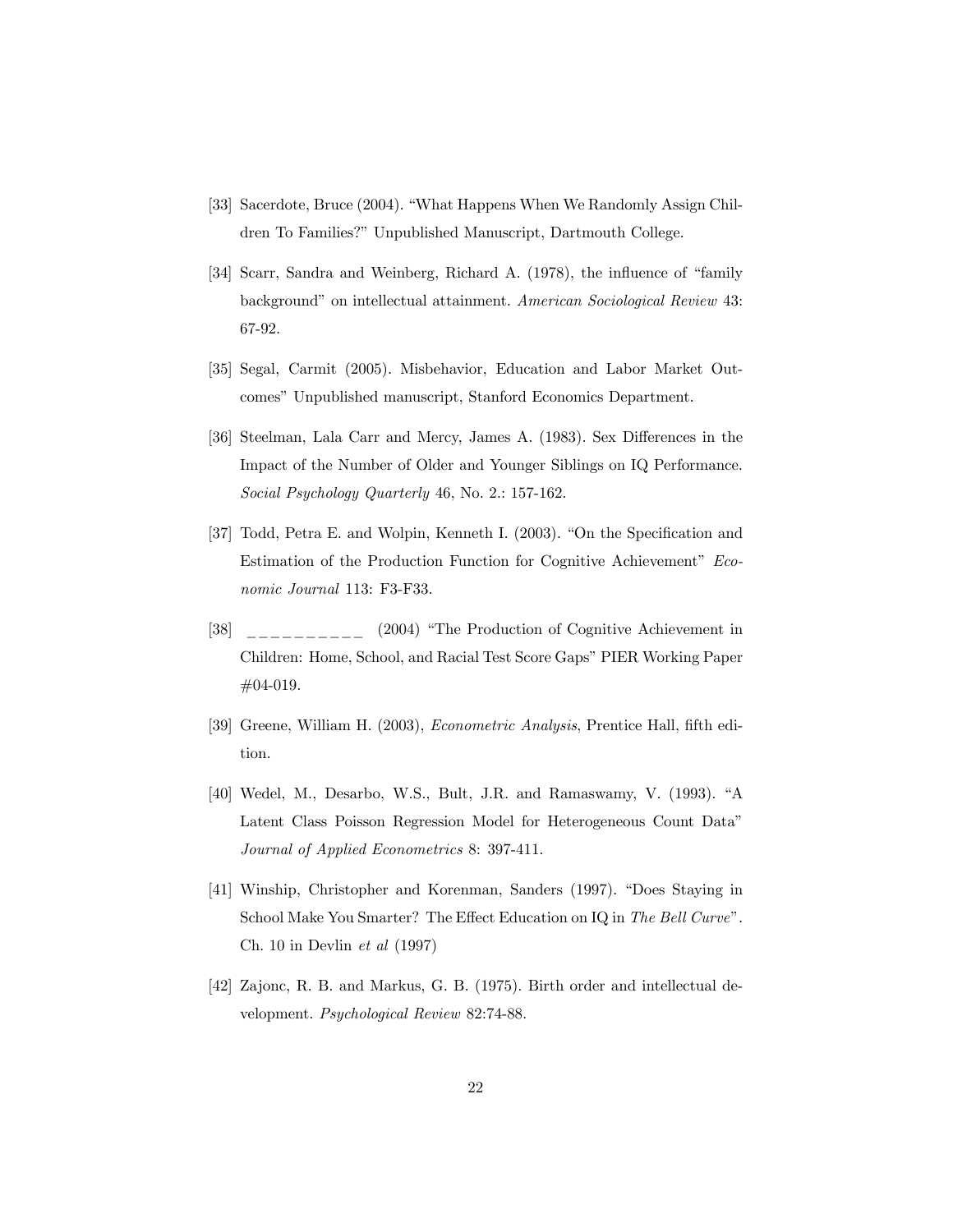[33] Sacerdote, Bruce (2004). "What Happens When We Randomly Assign Children To Families?" Unpublished Manuscript, Dartmouth College.

[34] Scarr, Sandra and Weinberg, Richard A. (1978), the influence of "family background" on intellectual attainment. *American Sociological Review* 43: 67-92.

[35] Segal, Carmit (2005). Misbehavior, Education and Labor Market Outcomes" Unpublished manuscript, Stanford Economics Department.

[36] Steelman, Lala Carr and Mercy, James A. (1983). Sex Differences in the Impact of the Number of Older and Younger Siblings on IQ Performance. *Social Psychology Quarterly* 46, No. 2.: 157-162.

[37] Todd, Petra E. and Wolpin, Kenneth I. (2003). "On the Specification and Estimation of the Production Function for Cognitive Achievement" *Economic Journal* 113: F3-F33.

[38] __________ (2004) "The Production of Cognitive Achievement in Children: Home, School, and Racial Test Score Gaps" PIER Working Paper #04-019.

[39] Greene, William H. (2003), *Econometric Analysis*, Prentice Hall, fifth edition.

[40] Wedel, M., Desarbo, W.S., Bult, J.R. and Ramaswamy, V. (1993). "A Latent Class Poisson Regression Model for Heterogeneous Count Data" *Journal of Applied Econometrics* 8: 397-411.

[41] Winship, Christopher and Korenman, Sanders (1997). "Does Staying in School Make You Smarter? The Effect Education on IQ in *The Bell Curve*". Ch. 10 in Devlin *et al* (1997)

[42] Zajonc, R. B. and Markus, G. B. (1975). Birth order and intellectual development. *Psychological Review* 82:74-88.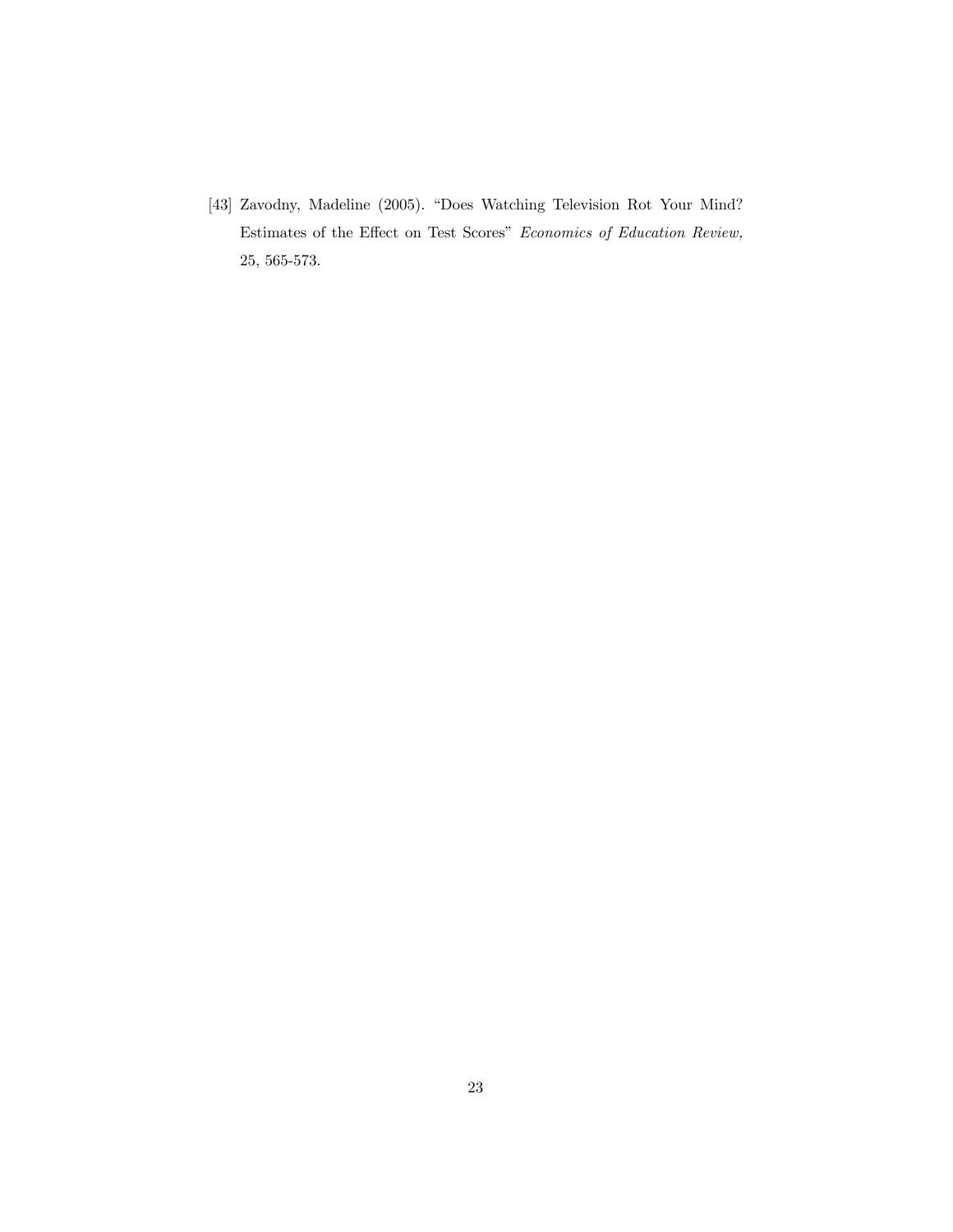[43] Zavodny, Madeline (2005). "Does Watching Television Rot Your Mind? Estimates of the Effect on Test Scores" *Economics of Education Review,* 25, 565-573.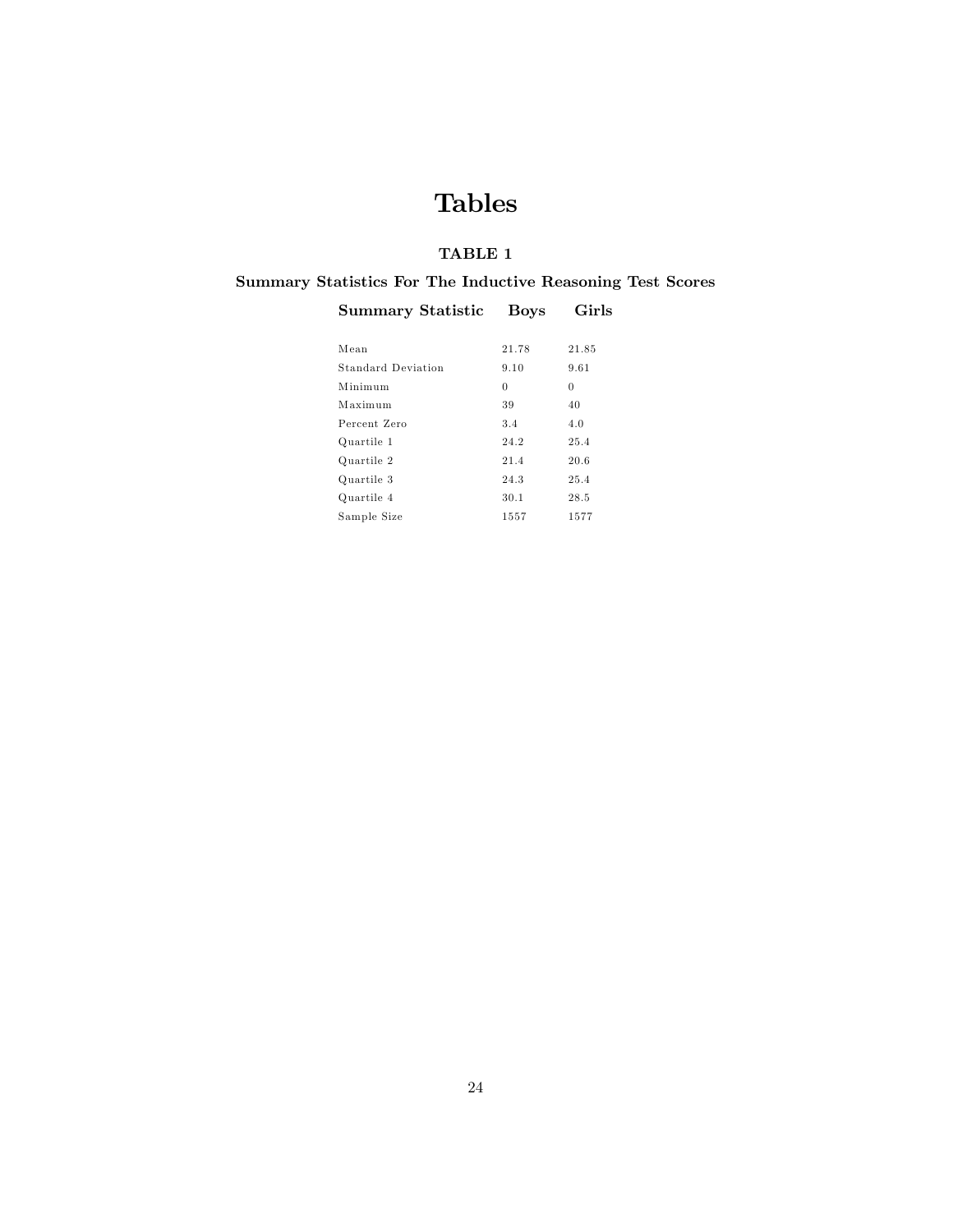# Tables

### TABLE 1

**Summary Statistics For The Inductive Reasoning Test Scores**

| Summary Statistic | Boys | Girls |
|---|---|---|
| Mean | 21.78 | 21.85 |
| Standard Deviation | 9.10 | 9.61 |
| Minimum | 0 | 0 |
| Maximum | 39 | 40 |
| Percent Zero | 3.4 | 4.0 |
| Quartile 1 | 24.2 | 25.4 |
| Quartile 2 | 21.4 | 20.6 |
| Quartile 3 | 24.3 | 25.4 |
| Quartile 4 | 30.1 | 28.5 |
| Sample Size | 1557 | 1577 |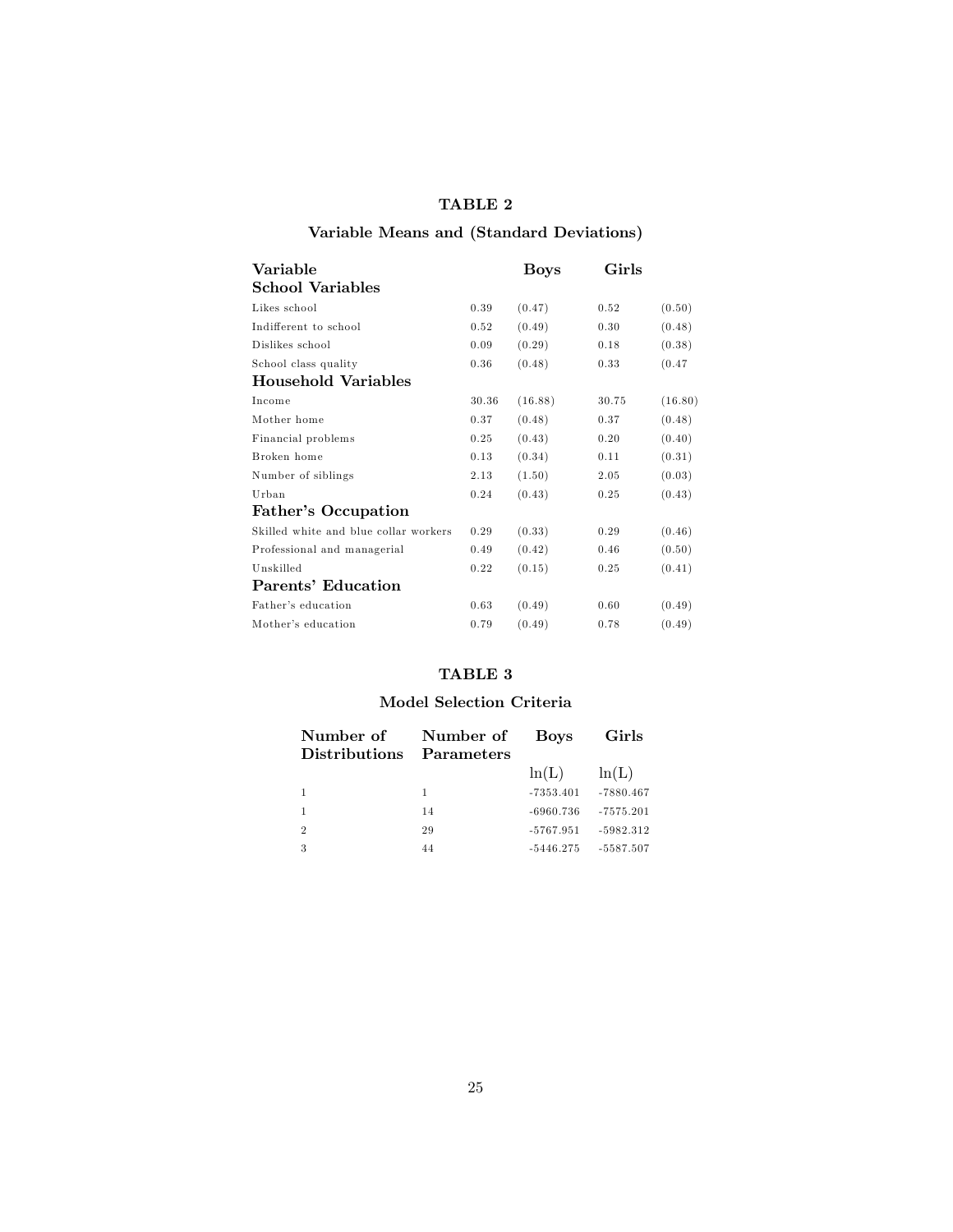**TABLE 2**

**Variable Means and (Standard Deviations)**

| Variable | | Boys | | Girls |
|---|---|---|---|---|
| **School Variables** | | | | |
| Likes school | 0.39 | (0.47) | 0.52 | (0.50) |
| Indifferent to school | 0.52 | (0.49) | 0.30 | (0.48) |
| Dislikes school | 0.09 | (0.29) | 0.18 | (0.38) |
| School class quality | 0.36 | (0.48) | 0.33 | (0.47 |
| **Household Variables** | | | | |
| Income | 30.36 | (16.88) | 30.75 | (16.80) |
| Mother home | 0.37 | (0.48) | 0.37 | (0.48) |
| Financial problems | 0.25 | (0.43) | 0.20 | (0.40) |
| Broken home | 0.13 | (0.34) | 0.11 | (0.31) |
| Number of siblings | 2.13 | (1.50) | 2.05 | (0.03) |
| Urban | 0.24 | (0.43) | 0.25 | (0.43) |
| **Father's Occupation** | | | | |
| Skilled white and blue collar workers | 0.29 | (0.33) | 0.29 | (0.46) |
| Professional and managerial | 0.49 | (0.42) | 0.46 | (0.50) |
| Unskilled | 0.22 | (0.15) | 0.25 | (0.41) |
| **Parents' Education** | | | | |
| Father's education | 0.63 | (0.49) | 0.60 | (0.49) |
| Mother's education | 0.79 | (0.49) | 0.78 | (0.49) |

**TABLE 3**

**Model Selection Criteria**

| Number of Distributions | Number of Parameters | Boys | Girls |
|---|---|---|---|
| | | ln(L) | ln(L) |
| 1 | 1 | -7353.401 | -7880.467 |
| 1 | 14 | -6960.736 | -7575.201 |
| 2 | 29 | -5767.951 | -5982.312 |
| 3 | 44 | -5446.275 | -5587.507 |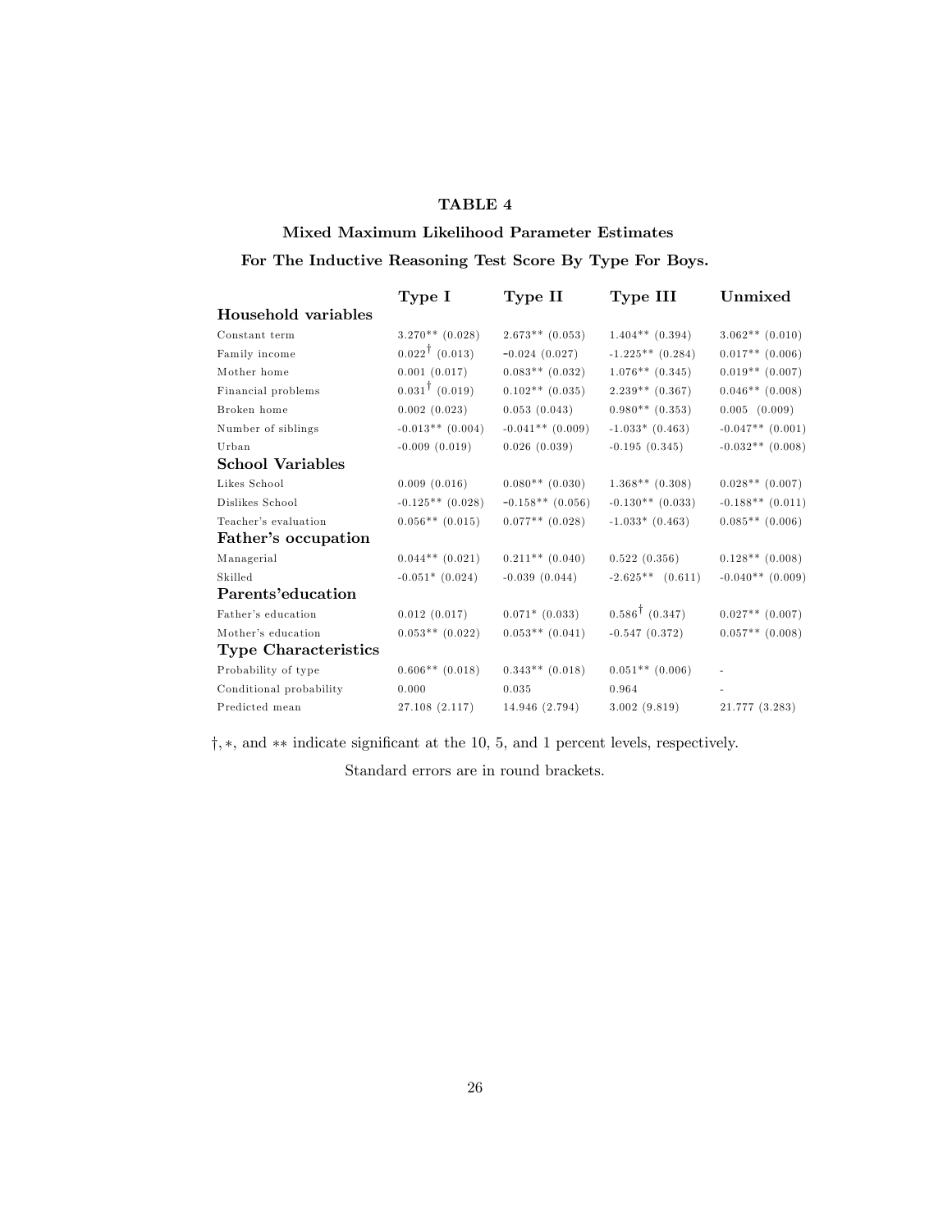**TABLE 4**

**Mixed Maximum Likelihood Parameter Estimates**

**For The Inductive Reasoning Test Score By Type For Boys.**

| | **Type I** | **Type II** | **Type III** | **Unmixed** |
|---|---|---|---|---|
| **Household variables** | | | | |
| Constant term | 3.270** (0.028) | 2.673** (0.053) | 1.404** (0.394) | 3.062** (0.010) |
| Family income | $0.022^{\dagger}$ (0.013) | -0.024 (0.027) | -1.225** (0.284) | 0.017** (0.006) |
| Mother home | 0.001 (0.017) | 0.083** (0.032) | 1.076** (0.345) | 0.019** (0.007) |
| Financial problems | $0.031^{\dagger}$ (0.019) | 0.102** (0.035) | 2.239** (0.367) | 0.046** (0.008) |
| Broken home | 0.002 (0.023) | 0.053 (0.043) | 0.980** (0.353) | 0.005 (0.009) |
| Number of siblings | -0.013** (0.004) | -0.041** (0.009) | -1.033* (0.463) | -0.047** (0.001) |
| Urban | -0.009 (0.019) | 0.026 (0.039) | -0.195 (0.345) | -0.032** (0.008) |
| **School Variables** | | | | |
| Likes School | 0.009 (0.016) | 0.080** (0.030) | 1.368** (0.308) | 0.028** (0.007) |
| Dislikes School | -0.125** (0.028) | -0.158** (0.056) | -0.130** (0.033) | -0.188** (0.011) |
| Teacher's evaluation | 0.056** (0.015) | 0.077** (0.028) | -1.033* (0.463) | 0.085** (0.006) |
| **Father's occupation** | | | | |
| Managerial | 0.044** (0.021) | 0.211** (0.040) | 0.522 (0.356) | 0.128** (0.008) |
| Skilled | -0.051* (0.024) | -0.039 (0.044) | -2.625** (0.611) | -0.040** (0.009) |
| **Parents'education** | | | | |
| Father's education | 0.012 (0.017) | 0.071* (0.033) | $0.586^{\dagger}$ (0.347) | 0.027** (0.007) |
| Mother's education | 0.053** (0.022) | 0.053** (0.041) | -0.547 (0.372) | 0.057** (0.008) |
| **Type Characteristics** | | | | |
| Probability of type | 0.606** (0.018) | 0.343** (0.018) | 0.051** (0.006) | - |
| Conditional probability | 0.000 | 0.035 | 0.964 | - |
| Predicted mean | 27.108 (2.117) | 14.946 (2.794) | 3.002 (9.819) | 21.777 (3.283) |

†, ∗, and ∗∗ indicate significant at the 10, 5, and 1 percent levels, respectively.

Standard errors are in round brackets.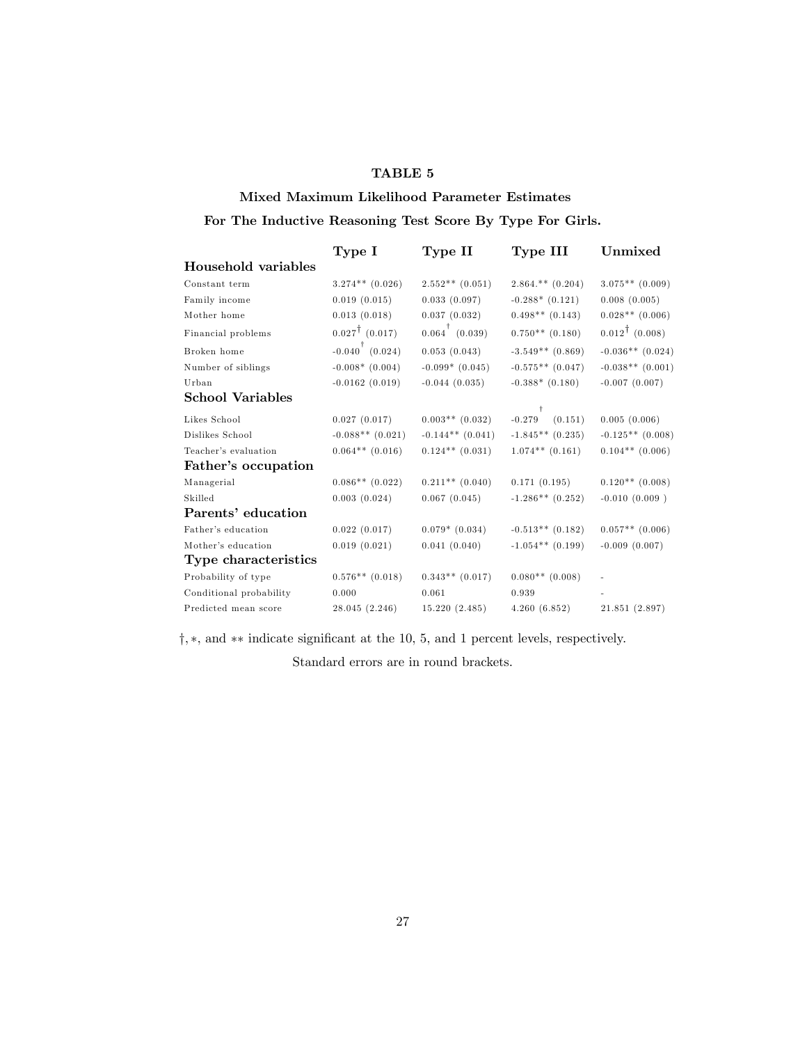**TABLE 5**

**Mixed Maximum Likelihood Parameter Estimates**

**For The Inductive Reasoning Test Score By Type For Girls.**

| | Type I | Type II | Type III | Unmixed |
|---|---|---|---|---|
| **Household variables** | | | | |
| Constant term | 3.274** (0.026) | 2.552** (0.051) | 2.864.** (0.204) | 3.075** (0.009) |
| Family income | 0.019 (0.015) | 0.033 (0.097) | -0.288* (0.121) | 0.008 (0.005) |
| Mother home | 0.013 (0.018) | 0.037 (0.032) | 0.498** (0.143) | 0.028** (0.006) |
| Financial problems | 0.027† (0.017) | 0.064† (0.039) | 0.750** (0.180) | 0.012† (0.008) |
| Broken home | -0.040† (0.024) | 0.053 (0.043) | -3.549** (0.869) | -0.036** (0.024) |
| Number of siblings | -0.008* (0.004) | -0.099* (0.045) | -0.575** (0.047) | -0.038** (0.001) |
| Urban | -0.0162 (0.019) | -0.044 (0.035) | -0.388* (0.180) | -0.007 (0.007) |
| **School Variables** | | | | |
| Likes School | 0.027 (0.017) | 0.003** (0.032) | -0.279† (0.151) | 0.005 (0.006) |
| Dislikes School | -0.088** (0.021) | -0.144** (0.041) | -1.845** (0.235) | -0.125** (0.008) |
| Teacher's evaluation | 0.064** (0.016) | 0.124** (0.031) | 1.074** (0.161) | 0.104** (0.006) |
| **Father's occupation** | | | | |
| Managerial | 0.086** (0.022) | 0.211** (0.040) | 0.171 (0.195) | 0.120** (0.008) |
| Skilled | 0.003 (0.024) | 0.067 (0.045) | -1.286** (0.252) | -0.010 (0.009 ) |
| **Parents' education** | | | | |
| Father's education | 0.022 (0.017) | 0.079* (0.034) | -0.513** (0.182) | 0.057** (0.006) |
| Mother's education | 0.019 (0.021) | 0.041 (0.040) | -1.054** (0.199) | -0.009 (0.007) |
| **Type characteristics** | | | | |
| Probability of type | 0.576** (0.018) | 0.343** (0.017) | 0.080** (0.008) | - |
| Conditional probability | 0.000 | 0.061 | 0.939 | - |
| Predicted mean score | 28.045 (2.246) | 15.220 (2.485) | 4.260 (6.852) | 21.851 (2.897) |

†, ∗, and ∗∗ indicate significant at the 10, 5, and 1 percent levels, respectively.

Standard errors are in round brackets.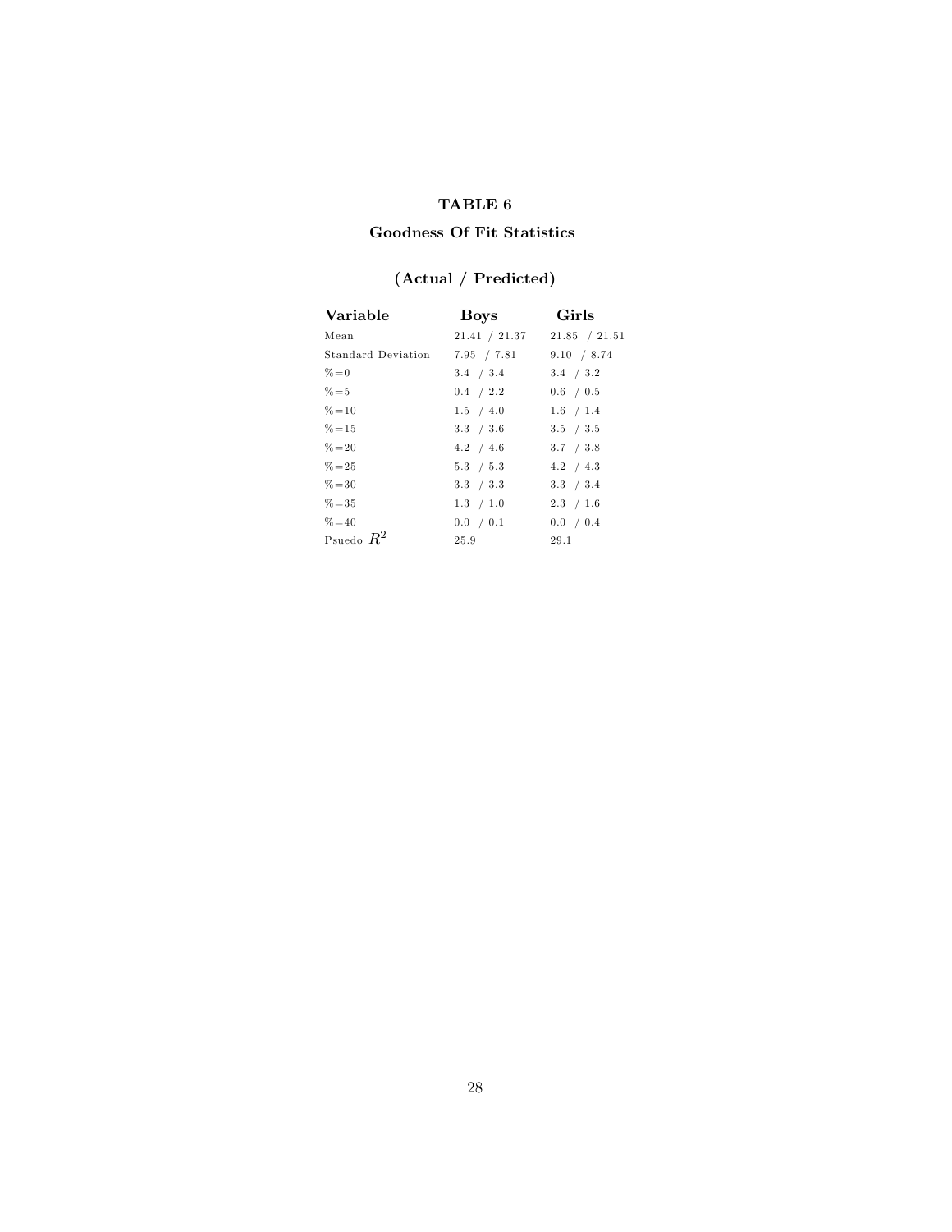## TABLE 6

### Goodness Of Fit Statistics

### (Actual / Predicted)

| Variable | Boys | Girls |
|---|---|---|
| Mean | 21.41 / 21.37 | 21.85 / 21.51 |
| Standard Deviation | 7.95 / 7.81 | 9.10 / 8.74 |
| %=0 | 3.4 / 3.4 | 3.4 / 3.2 |
| %=5 | 0.4 / 2.2 | 0.6 / 0.5 |
| %=10 | 1.5 / 4.0 | 1.6 / 1.4 |
| %=15 | 3.3 / 3.6 | 3.5 / 3.5 |
| %=20 | 4.2 / 4.6 | 3.7 / 3.8 |
| %=25 | 5.3 / 5.3 | 4.2 / 4.3 |
| %=30 | 3.3 / 3.3 | 3.3 / 3.4 |
| %=35 | 1.3 / 1.0 | 2.3 / 1.6 |
| %=40 | 0.0 / 0.1 | 0.0 / 0.4 |
| Psuedo $R^2$ | 25.9 | 29.1 |